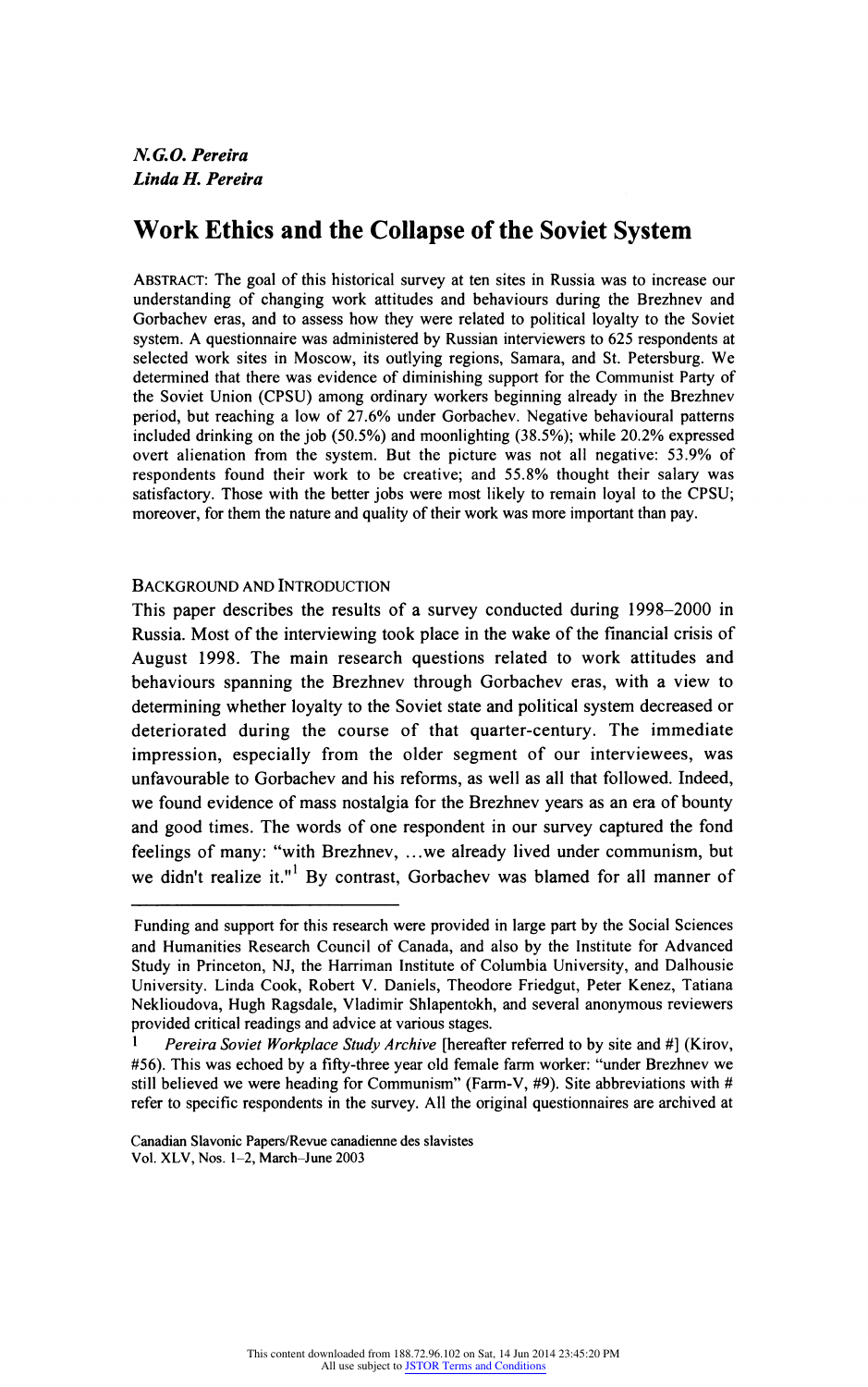*N.G.O. Pereira*
*Linda H. Pereira*

# Work Ethics and the Collapse of the Soviet System

ABSTRACT: The goal of this historical survey at ten sites in Russia was to increase our understanding of changing work attitudes and behaviours during the Brezhnev and Gorbachev eras, and to assess how they were related to political loyalty to the Soviet system. A questionnaire was administered by Russian interviewers to 625 respondents at selected work sites in Moscow, its outlying regions, Samara, and St. Petersburg. We determined that there was evidence of diminishing support for the Communist Party of the Soviet Union (CPSU) among ordinary workers beginning already in the Brezhnev period, but reaching a low of 27.6% under Gorbachev. Negative behavioural patterns included drinking on the job (50.5%) and moonlighting (38.5%); while 20.2% expressed overt alienation from the system. But the picture was not all negative: 53.9% of respondents found their work to be creative; and 55.8% thought their salary was satisfactory. Those with the better jobs were most likely to remain loyal to the CPSU; moreover, for them the nature and quality of their work was more important than pay.

## BACKGROUND AND INTRODUCTION

This paper describes the results of a survey conducted during 1998–2000 in Russia. Most of the interviewing took place in the wake of the financial crisis of August 1998. The main research questions related to work attitudes and behaviours spanning the Brezhnev through Gorbachev eras, with a view to determining whether loyalty to the Soviet state and political system decreased or deteriorated during the course of that quarter-century. The immediate impression, especially from the older segment of our interviewees, was unfavourable to Gorbachev and his reforms, as well as all that followed. Indeed, we found evidence of mass nostalgia for the Brezhnev years as an era of bounty and good times. The words of one respondent in our survey captured the fond feelings of many: "with Brezhnev, ...we already lived under communism, but we didn't realize it."[1] By contrast, Gorbachev was blamed for all manner of

---

Funding and support for this research were provided in large part by the Social Sciences and Humanities Research Council of Canada, and also by the Institute for Advanced Study in Princeton, NJ, the Harriman Institute of Columbia University, and Dalhousie University. Linda Cook, Robert V. Daniels, Theodore Friedgut, Peter Kenez, Tatiana Neklioudova, Hugh Ragsdale, Vladimir Shlapentokh, and several anonymous reviewers provided critical readings and advice at various stages.

1 *Pereira Soviet Workplace Study Archive* [hereafter referred to by site and #] (Kirov, #56). This was echoed by a fifty-three year old female farm worker: "under Brezhnev we still believed we were heading for Communism" (Farm-V, #9). Site abbreviations with # refer to specific respondents in the survey. All the original questionnaires are archived at

Canadian Slavonic Papers/Revue canadienne des slavistes
Vol. XLV, Nos. 1–2, March–June 2003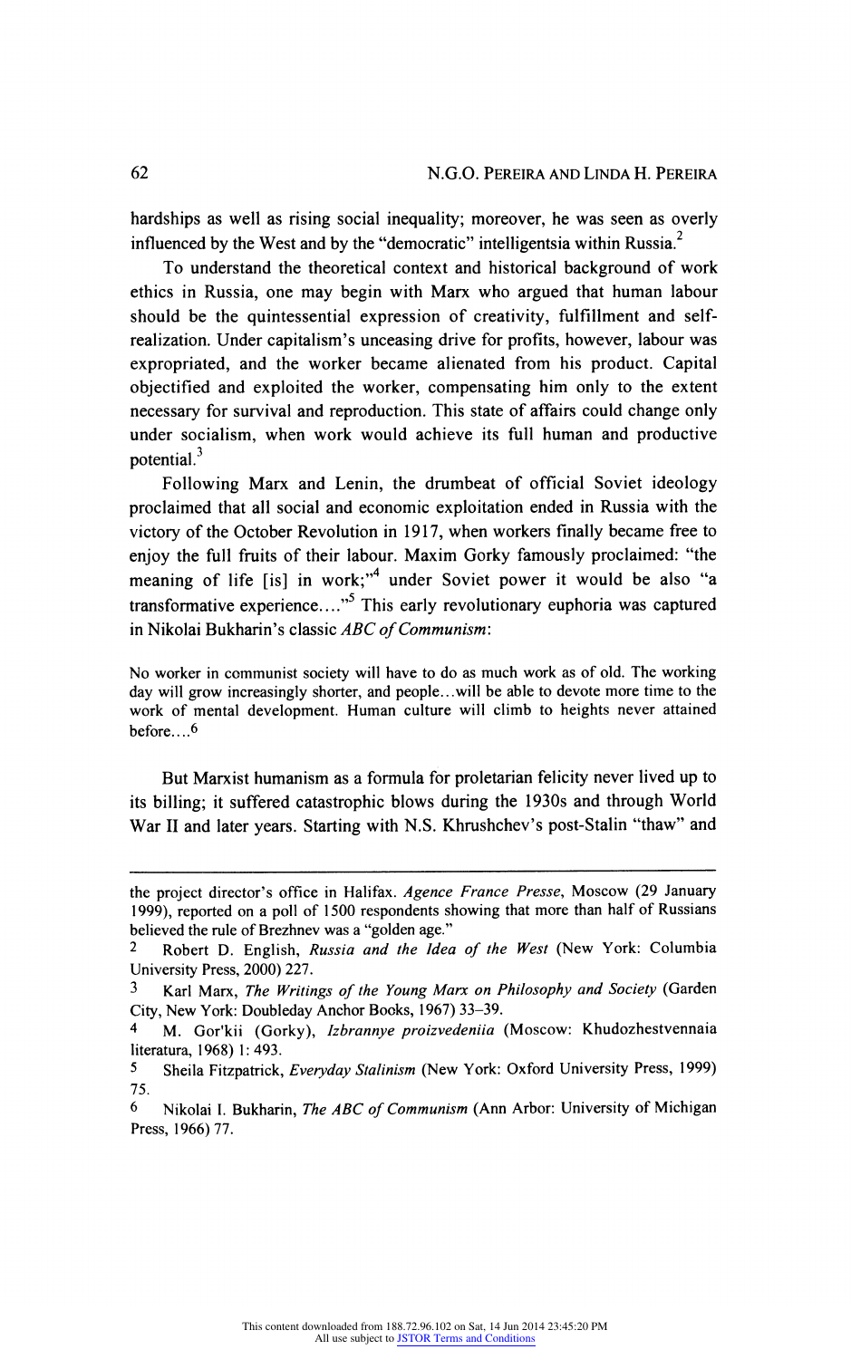hardships as well as rising social inequality; moreover, he was seen as overly influenced by the West and by the "democratic" intelligentsia within Russia.[2]

To understand the theoretical context and historical background of work ethics in Russia, one may begin with Marx who argued that human labour should be the quintessential expression of creativity, fulfillment and self-realization. Under capitalism's unceasing drive for profits, however, labour was expropriated, and the worker became alienated from his product. Capital objectified and exploited the worker, compensating him only to the extent necessary for survival and reproduction. This state of affairs could change only under socialism, when work would achieve its full human and productive potential.[3]

Following Marx and Lenin, the drumbeat of official Soviet ideology proclaimed that all social and economic exploitation ended in Russia with the victory of the October Revolution in 1917, when workers finally became free to enjoy the full fruits of their labour. Maxim Gorky famously proclaimed: "the meaning of life [is] in work;"[4] under Soviet power it would be also "a transformative experience...."[5] This early revolutionary euphoria was captured in Nikolai Bukharin's classic *ABC of Communism*:

> No worker in communist society will have to do as much work as of old. The working day will grow increasingly shorter, and people...will be able to devote more time to the work of mental development. Human culture will climb to heights never attained before....[6]

But Marxist humanism as a formula for proletarian felicity never lived up to its billing; it suffered catastrophic blows during the 1930s and through World War II and later years. Starting with N.S. Khrushchev's post-Stalin "thaw" and

---

the project director's office in Halifax. *Agence France Presse*, Moscow (29 January 1999), reported on a poll of 1500 respondents showing that more than half of Russians believed the rule of Brezhnev was a "golden age."

2 Robert D. English, *Russia and the Idea of the West* (New York: Columbia University Press, 2000) 227.

3 Karl Marx, *The Writings of the Young Marx on Philosophy and Society* (Garden City, New York: Doubleday Anchor Books, 1967) 33–39.

4 M. Gor'kii (Gorky), *Izbrannye proizvedeniia* (Moscow: Khudozhestvennaia literatura, 1968) 1: 493.

5 Sheila Fitzpatrick, *Everyday Stalinism* (New York: Oxford University Press, 1999) 75.

6 Nikolai I. Bukharin, *The ABC of Communism* (Ann Arbor: University of Michigan Press, 1966) 77.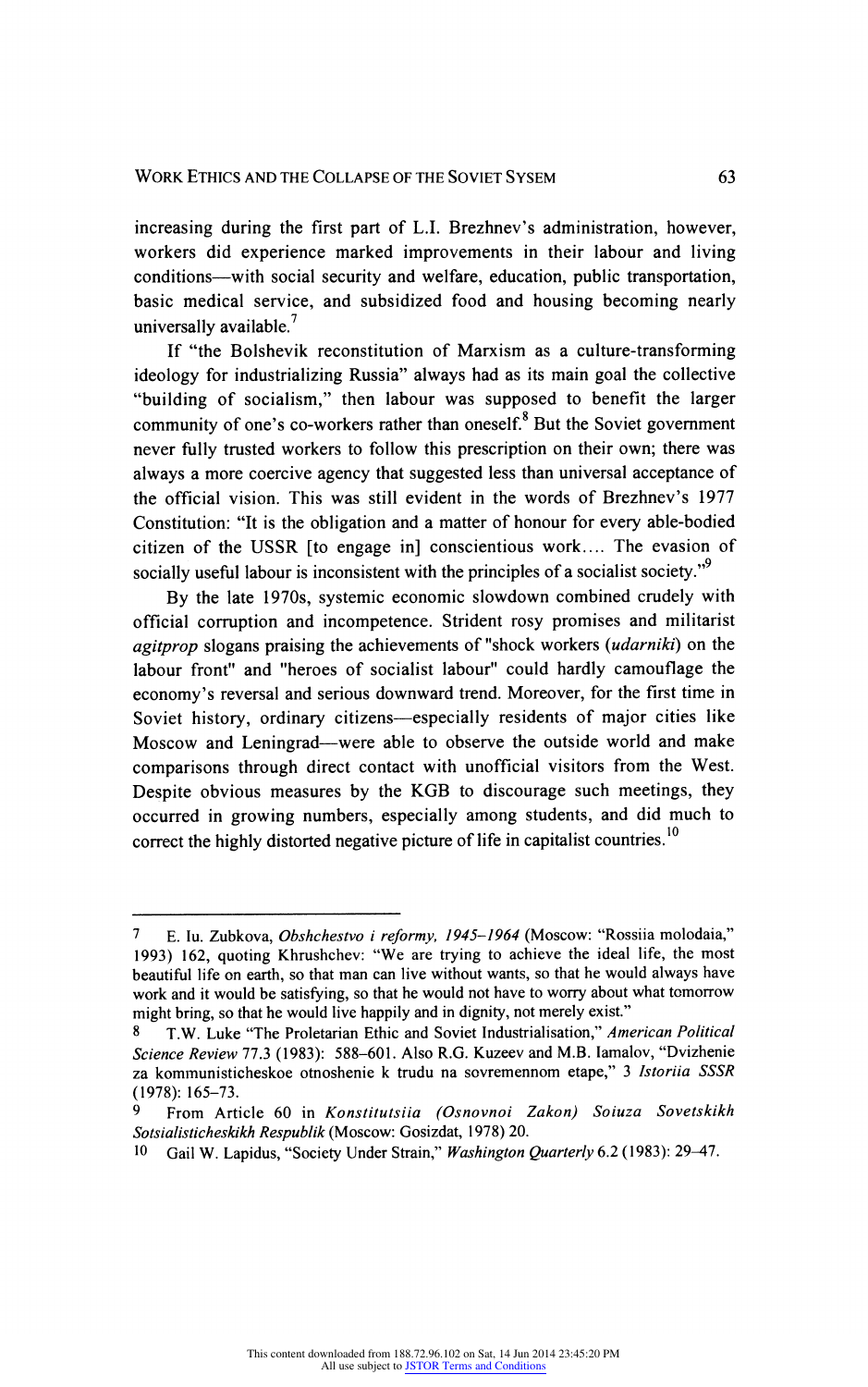increasing during the first part of L.I. Brezhnev's administration, however, workers did experience marked improvements in their labour and living conditions—with social security and welfare, education, public transportation, basic medical service, and subsidized food and housing becoming nearly universally available.[7]

If "the Bolshevik reconstitution of Marxism as a culture-transforming ideology for industrializing Russia" always had as its main goal the collective "building of socialism," then labour was supposed to benefit the larger community of one's co-workers rather than oneself.[8] But the Soviet government never fully trusted workers to follow this prescription on their own; there was always a more coercive agency that suggested less than universal acceptance of the official vision. This was still evident in the words of Brezhnev's 1977 Constitution: "It is the obligation and a matter of honour for every able-bodied citizen of the USSR [to engage in] conscientious work.... The evasion of socially useful labour is inconsistent with the principles of a socialist society."[9]

By the late 1970s, systemic economic slowdown combined crudely with official corruption and incompetence. Strident rosy promises and militarist *agitprop* slogans praising the achievements of "shock workers (*udarniki*) on the labour front" and "heroes of socialist labour" could hardly camouflage the economy's reversal and serious downward trend. Moreover, for the first time in Soviet history, ordinary citizens—especially residents of major cities like Moscow and Leningrad—were able to observe the outside world and make comparisons through direct contact with unofficial visitors from the West. Despite obvious measures by the KGB to discourage such meetings, they occurred in growing numbers, especially among students, and did much to correct the highly distorted negative picture of life in capitalist countries.[10]

---

7 E. Iu. Zubkova, *Obshchestvo i reformy, 1945–1964* (Moscow: "Rossiia molodaia," 1993) 162, quoting Khrushchev: "We are trying to achieve the ideal life, the most beautiful life on earth, so that man can live without wants, so that he would always have work and it would be satisfying, so that he would not have to worry about what tomorrow might bring, so that he would live happily and in dignity, not merely exist."

8 T.W. Luke "The Proletarian Ethic and Soviet Industrialisation," *American Political Science Review* 77.3 (1983): 588–601. Also R.G. Kuzeev and M.B. Iamalov, "Dvizhenie za kommunisticheskoe otnoshenie k trudu na sovremennom etape," 3 *Istoriia SSSR* (1978): 165–73.

9 From Article 60 in *Konstitutsiia (Osnovnoi Zakon) Soiuza Sovetskikh Sotsialisticheskikh Respublik* (Moscow: Gosizdat, 1978) 20.

10 Gail W. Lapidus, "Society Under Strain," *Washington Quarterly* 6.2 (1983): 29–47.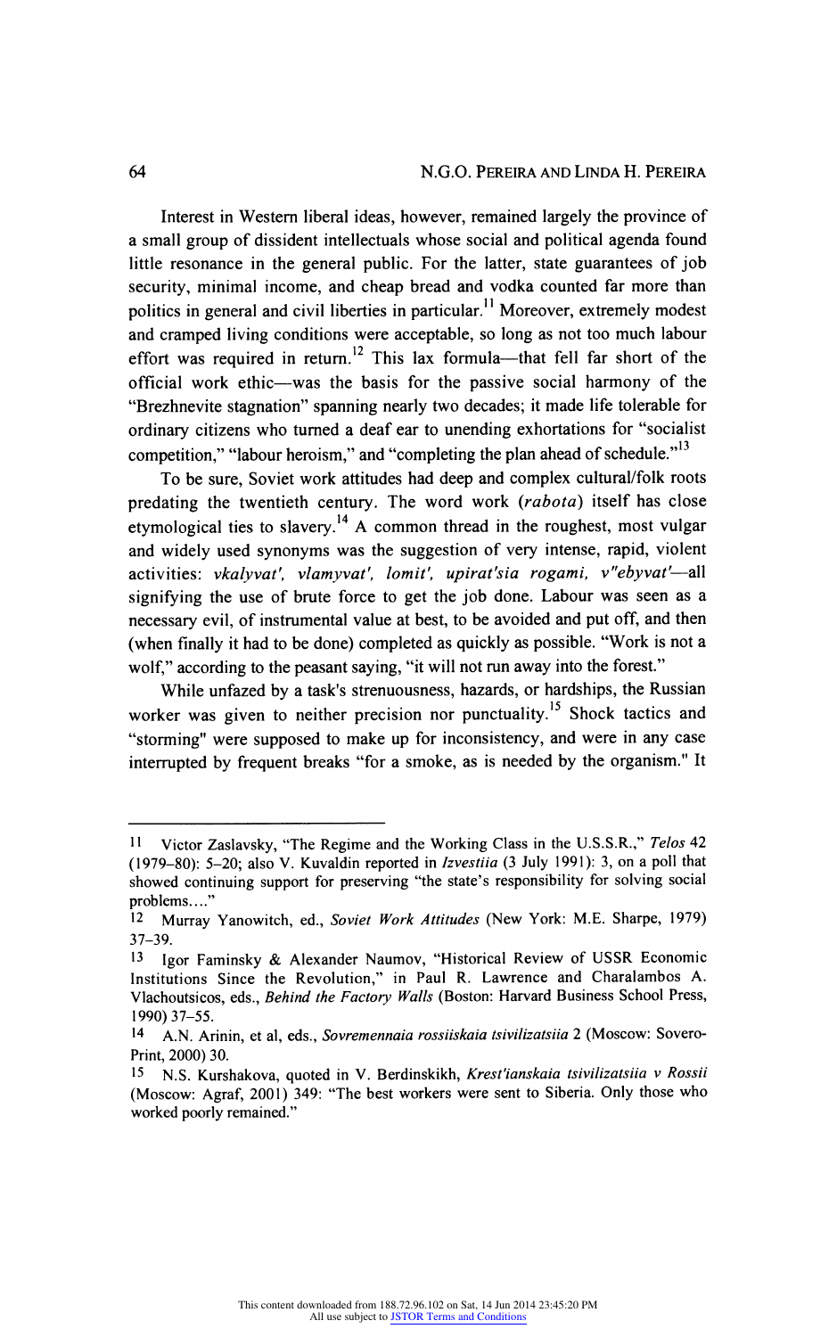Interest in Western liberal ideas, however, remained largely the province of a small group of dissident intellectuals whose social and political agenda found little resonance in the general public. For the latter, state guarantees of job security, minimal income, and cheap bread and vodka counted far more than politics in general and civil liberties in particular.[11] Moreover, extremely modest and cramped living conditions were acceptable, so long as not too much labour effort was required in return.[12] This lax formula—that fell far short of the official work ethic—was the basis for the passive social harmony of the "Brezhnevite stagnation" spanning nearly two decades; it made life tolerable for ordinary citizens who turned a deaf ear to unending exhortations for "socialist competition," "labour heroism," and "completing the plan ahead of schedule."[13]

To be sure, Soviet work attitudes had deep and complex cultural/folk roots predating the twentieth century. The word work (*rabota*) itself has close etymological ties to slavery.[14] A common thread in the roughest, most vulgar and widely used synonyms was the suggestion of very intense, rapid, violent activities: *vkalyvat', vlamyvat', lomit', upirat'sia rogami, v"ebyvat'*—all signifying the use of brute force to get the job done. Labour was seen as a necessary evil, of instrumental value at best, to be avoided and put off, and then (when finally it had to be done) completed as quickly as possible. "Work is not a wolf," according to the peasant saying, "it will not run away into the forest."

While unfazed by a task's strenuousness, hazards, or hardships, the Russian worker was given to neither precision nor punctuality.[15] Shock tactics and "storming" were supposed to make up for inconsistency, and were in any case interrupted by frequent breaks "for a smoke, as is needed by the organism." It

---

11 Victor Zaslavsky, "The Regime and the Working Class in the U.S.S.R.," *Telos* 42 (1979–80): 5–20; also V. Kuvaldin reported in *Izvestiia* (3 July 1991): 3, on a poll that showed continuing support for preserving "the state's responsibility for solving social problems…."

12 Murray Yanowitch, ed., *Soviet Work Attitudes* (New York: M.E. Sharpe, 1979) 37–39.

13 Igor Faminsky & Alexander Naumov, "Historical Review of USSR Economic Institutions Since the Revolution," in Paul R. Lawrence and Charalambos A. Vlachoutsicos, eds., *Behind the Factory Walls* (Boston: Harvard Business School Press, 1990) 37–55.

14 A.N. Arinin, et al, eds., *Sovremennaia rossiiskaia tsivilizatsiia* 2 (Moscow: Sovero-Print, 2000) 30.

15 N.S. Kurshakova, quoted in V. Berdinskikh, *Krest'ianskaia tsivilizatsiia v Rossii* (Moscow: Agraf, 2001) 349: "The best workers were sent to Siberia. Only those who worked poorly remained."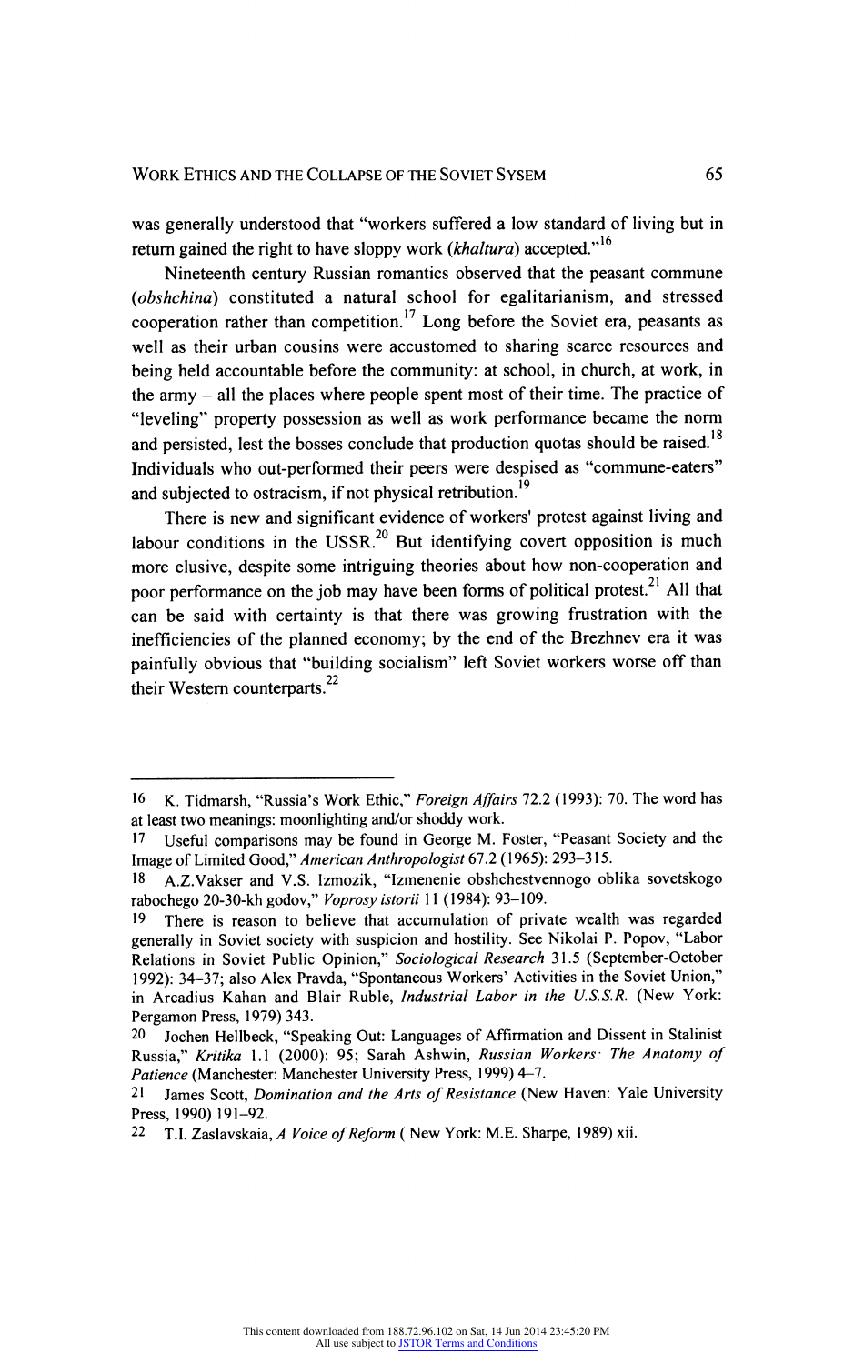was generally understood that "workers suffered a low standard of living but in return gained the right to have sloppy work (*khaltura*) accepted."[16]

Nineteenth century Russian romantics observed that the peasant commune (*obshchina*) constituted a natural school for egalitarianism, and stressed cooperation rather than competition.[17] Long before the Soviet era, peasants as well as their urban cousins were accustomed to sharing scarce resources and being held accountable before the community: at school, in church, at work, in the army – all the places where people spent most of their time. The practice of "leveling" property possession as well as work performance became the norm and persisted, lest the bosses conclude that production quotas should be raised.[18] Individuals who out-performed their peers were despised as "commune-eaters" and subjected to ostracism, if not physical retribution.[19]

There is new and significant evidence of workers' protest against living and labour conditions in the USSR.[20] But identifying covert opposition is much more elusive, despite some intriguing theories about how non-cooperation and poor performance on the job may have been forms of political protest.[21] All that can be said with certainty is that there was growing frustration with the inefficiencies of the planned economy; by the end of the Brezhnev era it was painfully obvious that "building socialism" left Soviet workers worse off than their Western counterparts.[22]

---

16 K. Tidmarsh, "Russia's Work Ethic," *Foreign Affairs* 72.2 (1993): 70. The word has at least two meanings: moonlighting and/or shoddy work.

17 Useful comparisons may be found in George M. Foster, "Peasant Society and the Image of Limited Good," *American Anthropologist* 67.2 (1965): 293–315.

18 A.Z.Vakser and V.S. Izmozik, "Izmenenie obshchestvennogo oblika sovetskogo rabochego 20-30-kh godov," *Voprosy istorii* 11 (1984): 93–109.

19 There is reason to believe that accumulation of private wealth was regarded generally in Soviet society with suspicion and hostility. See Nikolai P. Popov, "Labor Relations in Soviet Public Opinion," *Sociological Research* 31.5 (September-October 1992): 34–37; also Alex Pravda, "Spontaneous Workers' Activities in the Soviet Union," in Arcadius Kahan and Blair Ruble, *Industrial Labor in the U.S.S.R.* (New York: Pergamon Press, 1979) 343.

20 Jochen Hellbeck, "Speaking Out: Languages of Affirmation and Dissent in Stalinist Russia," *Kritika* 1.1 (2000): 95; Sarah Ashwin, *Russian Workers: The Anatomy of Patience* (Manchester: Manchester University Press, 1999) 4–7.

21 James Scott, *Domination and the Arts of Resistance* (New Haven: Yale University Press, 1990) 191–92.

22 T.I. Zaslavskaia, *A Voice of Reform* ( New York: M.E. Sharpe, 1989) xii.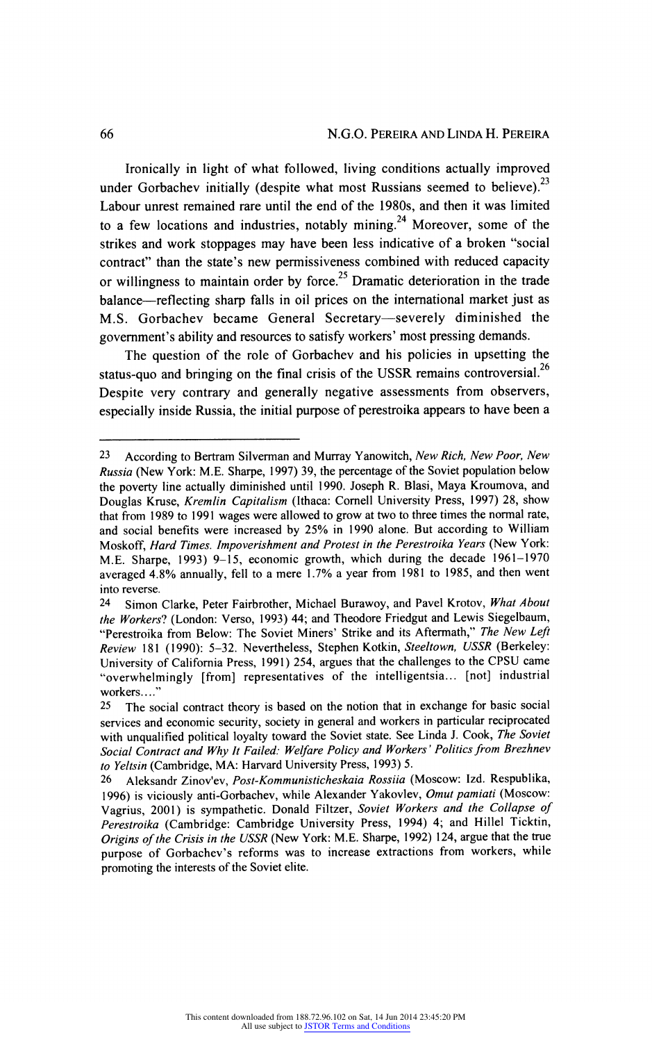Ironically in light of what followed, living conditions actually improved under Gorbachev initially (despite what most Russians seemed to believe).[23] Labour unrest remained rare until the end of the 1980s, and then it was limited to a few locations and industries, notably mining.[24] Moreover, some of the strikes and work stoppages may have been less indicative of a broken "social contract" than the state's new permissiveness combined with reduced capacity or willingness to maintain order by force.[25] Dramatic deterioration in the trade balance—reflecting sharp falls in oil prices on the international market just as M.S. Gorbachev became General Secretary—severely diminished the government's ability and resources to satisfy workers' most pressing demands.

The question of the role of Gorbachev and his policies in upsetting the status-quo and bringing on the final crisis of the USSR remains controversial.[26] Despite very contrary and generally negative assessments from observers, especially inside Russia, the initial purpose of perestroika appears to have been a

---

23 According to Bertram Silverman and Murray Yanowitch, *New Rich, New Poor, New Russia* (New York: M.E. Sharpe, 1997) 39, the percentage of the Soviet population below the poverty line actually diminished until 1990. Joseph R. Blasi, Maya Kroumova, and Douglas Kruse, *Kremlin Capitalism* (Ithaca: Cornell University Press, 1997) 28, show that from 1989 to 1991 wages were allowed to grow at two to three times the normal rate, and social benefits were increased by 25% in 1990 alone. But according to William Moskoff, *Hard Times. Impoverishment and Protest in the Perestroika Years* (New York: M.E. Sharpe, 1993) 9–15, economic growth, which during the decade 1961–1970 averaged 4.8% annually, fell to a mere 1.7% a year from 1981 to 1985, and then went into reverse.

24 Simon Clarke, Peter Fairbrother, Michael Burawoy, and Pavel Krotov, *What About the Workers?* (London: Verso, 1993) 44; and Theodore Friedgut and Lewis Siegelbaum, "Perestroika from Below: The Soviet Miners' Strike and its Aftermath," *The New Left Review* 181 (1990): 5–32. Nevertheless, Stephen Kotkin, *Steeltown, USSR* (Berkeley: University of California Press, 1991) 254, argues that the challenges to the CPSU came "overwhelmingly [from] representatives of the intelligentsia... [not] industrial workers...."

25 The social contract theory is based on the notion that in exchange for basic social services and economic security, society in general and workers in particular reciprocated with unqualified political loyalty toward the Soviet state. See Linda J. Cook, *The Soviet Social Contract and Why It Failed: Welfare Policy and Workers' Politics from Brezhnev to Yeltsin* (Cambridge, MA: Harvard University Press, 1993) 5.

26 Aleksandr Zinov'ev, *Post-Kommunisticheskaia Rossiia* (Moscow: Izd. Respublika, 1996) is viciously anti-Gorbachev, while Alexander Yakovlev, *Omut pamiati* (Moscow: Vagrius, 2001) is sympathetic. Donald Filtzer, *Soviet Workers and the Collapse of Perestroika* (Cambridge: Cambridge University Press, 1994) 4; and Hillel Ticktin, *Origins of the Crisis in the USSR* (New York: M.E. Sharpe, 1992) 124, argue that the true purpose of Gorbachev's reforms was to increase extractions from workers, while promoting the interests of the Soviet elite.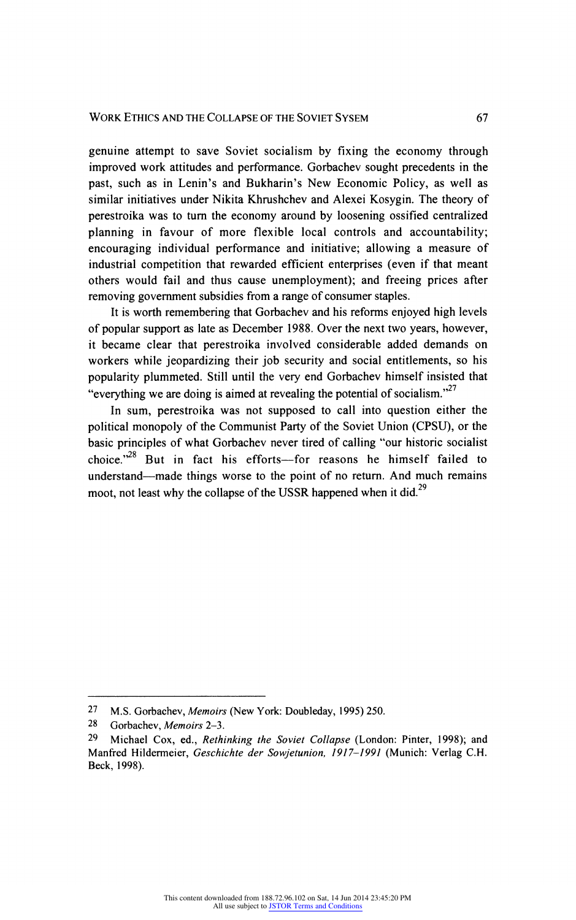genuine attempt to save Soviet socialism by fixing the economy through improved work attitudes and performance. Gorbachev sought precedents in the past, such as in Lenin's and Bukharin's New Economic Policy, as well as similar initiatives under Nikita Khrushchev and Alexei Kosygin. The theory of perestroika was to turn the economy around by loosening ossified centralized planning in favour of more flexible local controls and accountability; encouraging individual performance and initiative; allowing a measure of industrial competition that rewarded efficient enterprises (even if that meant others would fail and thus cause unemployment); and freeing prices after removing government subsidies from a range of consumer staples.

It is worth remembering that Gorbachev and his reforms enjoyed high levels of popular support as late as December 1988. Over the next two years, however, it became clear that perestroika involved considerable added demands on workers while jeopardizing their job security and social entitlements, so his popularity plummeted. Still until the very end Gorbachev himself insisted that "everything we are doing is aimed at revealing the potential of socialism."[27]

In sum, perestroika was not supposed to call into question either the political monopoly of the Communist Party of the Soviet Union (CPSU), or the basic principles of what Gorbachev never tired of calling "our historic socialist choice."[28] But in fact his efforts—for reasons he himself failed to understand—made things worse to the point of no return. And much remains moot, not least why the collapse of the USSR happened when it did.[29]

---

27 M.S. Gorbachev, *Memoirs* (New York: Doubleday, 1995) 250.

28 Gorbachev, *Memoirs* 2–3.

29 Michael Cox, ed., *Rethinking the Soviet Collapse* (London: Pinter, 1998); and Manfred Hildermeier, *Geschichte der Sowjetunion, 1917–1991* (Munich: Verlag C.H. Beck, 1998).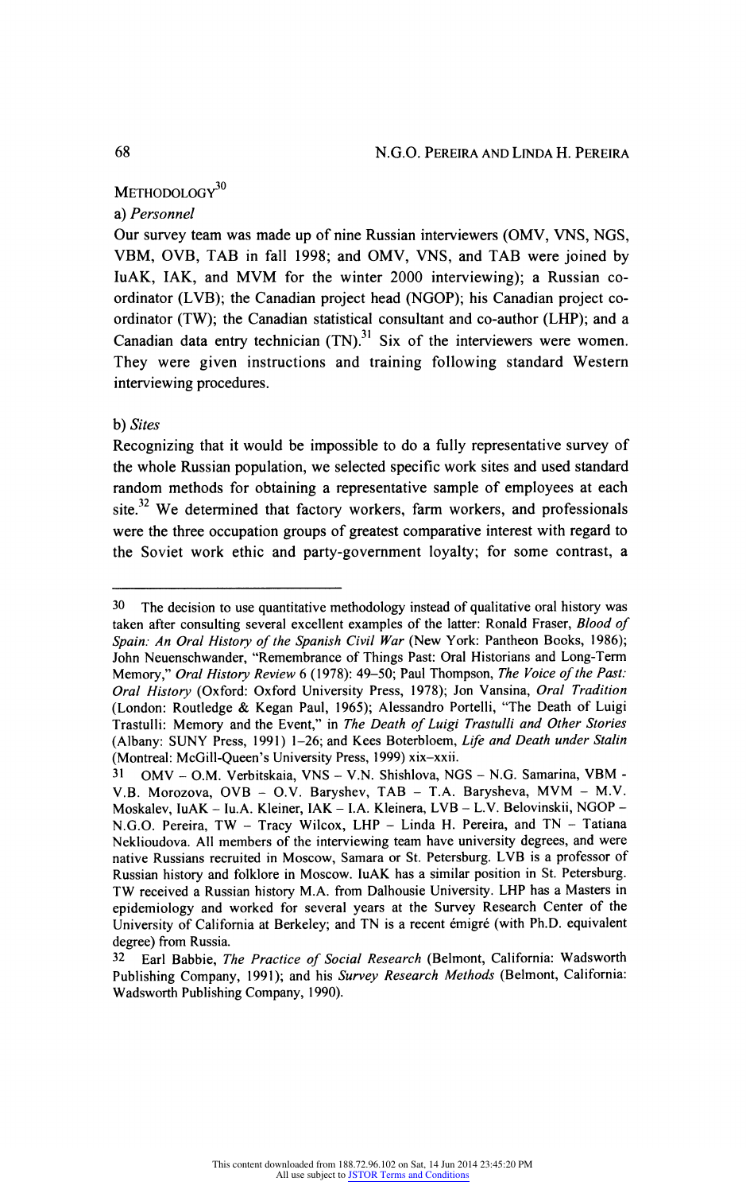## Methodology[30]

### a) *Personnel*

Our survey team was made up of nine Russian interviewers (OMV, VNS, NGS, VBM, OVB, TAB in fall 1998; and OMV, VNS, and TAB were joined by IuAK, IAK, and MVM for the winter 2000 interviewing); a Russian co-ordinator (LVB); the Canadian project head (NGOP); his Canadian project co-ordinator (TW); the Canadian statistical consultant and co-author (LHP); and a Canadian data entry technician (TN).[31] Six of the interviewers were women. They were given instructions and training following standard Western interviewing procedures.

### b) *Sites*

Recognizing that it would be impossible to do a fully representative survey of the whole Russian population, we selected specific work sites and used standard random methods for obtaining a representative sample of employees at each site.[32] We determined that factory workers, farm workers, and professionals were the three occupation groups of greatest comparative interest with regard to the Soviet work ethic and party-government loyalty; for some contrast, a

---

30 The decision to use quantitative methodology instead of qualitative oral history was taken after consulting several excellent examples of the latter: Ronald Fraser, *Blood of Spain: An Oral History of the Spanish Civil War* (New York: Pantheon Books, 1986); John Neuenschwander, "Remembrance of Things Past: Oral Historians and Long-Term Memory," *Oral History Review* 6 (1978): 49–50; Paul Thompson, *The Voice of the Past: Oral History* (Oxford: Oxford University Press, 1978); Jon Vansina, *Oral Tradition* (London: Routledge & Kegan Paul, 1965); Alessandro Portelli, "The Death of Luigi Trastulli: Memory and the Event," in *The Death of Luigi Trastulli and Other Stories* (Albany: SUNY Press, 1991) 1–26; and Kees Boterbloem, *Life and Death under Stalin* (Montreal: McGill-Queen's University Press, 1999) xix–xxii.

31 OMV – O.M. Verbitskaia, VNS – V.N. Shishlova, NGS – N.G. Samarina, VBM - V.B. Morozova, OVB – O.V. Baryshev, TAB – T.A. Barysheva, MVM – M.V. Moskalev, IuAK – Iu.A. Kleiner, IAK – I.A. Kleinera, LVB – L.V. Belovinskii, NGOP – N.G.O. Pereira, TW – Tracy Wilcox, LHP – Linda H. Pereira, and TN – Tatiana Neklioudova. All members of the interviewing team have university degrees, and were native Russians recruited in Moscow, Samara or St. Petersburg. LVB is a professor of Russian history and folklore in Moscow. IuAK has a similar position in St. Petersburg. TW received a Russian history M.A. from Dalhousie University. LHP has a Masters in epidemiology and worked for several years at the Survey Research Center of the University of California at Berkeley; and TN is a recent émigré (with Ph.D. equivalent degree) from Russia.

32 Earl Babbie, *The Practice of Social Research* (Belmont, California: Wadsworth Publishing Company, 1991); and his *Survey Research Methods* (Belmont, California: Wadsworth Publishing Company, 1990).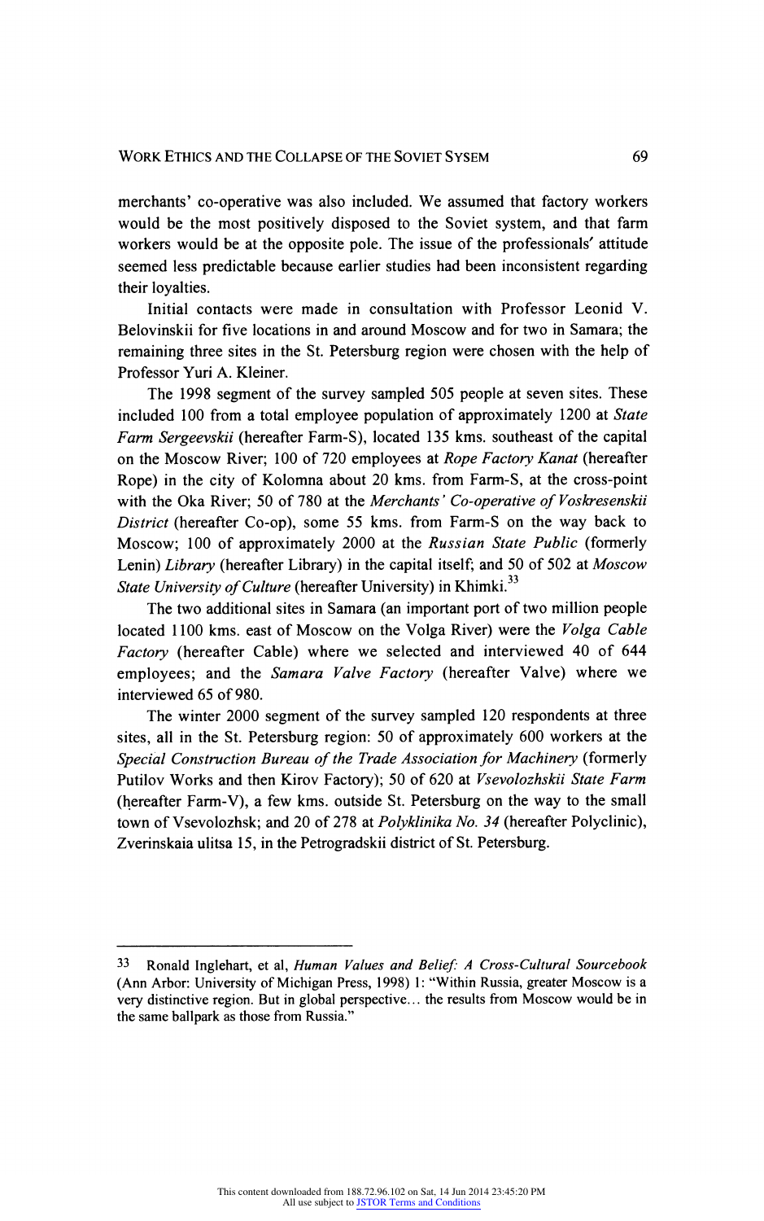merchants' co-operative was also included. We assumed that factory workers would be the most positively disposed to the Soviet system, and that farm workers would be at the opposite pole. The issue of the professionals' attitude seemed less predictable because earlier studies had been inconsistent regarding their loyalties.

Initial contacts were made in consultation with Professor Leonid V. Belovinskii for five locations in and around Moscow and for two in Samara; the remaining three sites in the St. Petersburg region were chosen with the help of Professor Yuri A. Kleiner.

The 1998 segment of the survey sampled 505 people at seven sites. These included 100 from a total employee population of approximately 1200 at *State Farm Sergeevskii* (hereafter Farm-S), located 135 kms. southeast of the capital on the Moscow River; 100 of 720 employees at *Rope Factory Kanat* (hereafter Rope) in the city of Kolomna about 20 kms. from Farm-S, at the cross-point with the Oka River; 50 of 780 at the *Merchants' Co-operative of Voskresenskii District* (hereafter Co-op), some 55 kms. from Farm-S on the way back to Moscow; 100 of approximately 2000 at the *Russian State Public* (formerly Lenin) *Library* (hereafter Library) in the capital itself; and 50 of 502 at *Moscow State University of Culture* (hereafter University) in Khimki.[33]

The two additional sites in Samara (an important port of two million people located 1100 kms. east of Moscow on the Volga River) were the *Volga Cable Factory* (hereafter Cable) where we selected and interviewed 40 of 644 employees; and the *Samara Valve Factory* (hereafter Valve) where we interviewed 65 of 980.

The winter 2000 segment of the survey sampled 120 respondents at three sites, all in the St. Petersburg region: 50 of approximately 600 workers at the *Special Construction Bureau of the Trade Association for Machinery* (formerly Putilov Works and then Kirov Factory); 50 of 620 at *Vsevolozhskii State Farm* (hereafter Farm-V), a few kms. outside St. Petersburg on the way to the small town of Vsevolozhsk; and 20 of 278 at *Polyklinika No. 34* (hereafter Polyclinic), Zverinskaia ulitsa 15, in the Petrogradskii district of St. Petersburg.

---

33 Ronald Inglehart, et al, *Human Values and Belief: A Cross-Cultural Sourcebook* (Ann Arbor: University of Michigan Press, 1998) 1: "Within Russia, greater Moscow is a very distinctive region. But in global perspective… the results from Moscow would be in the same ballpark as those from Russia."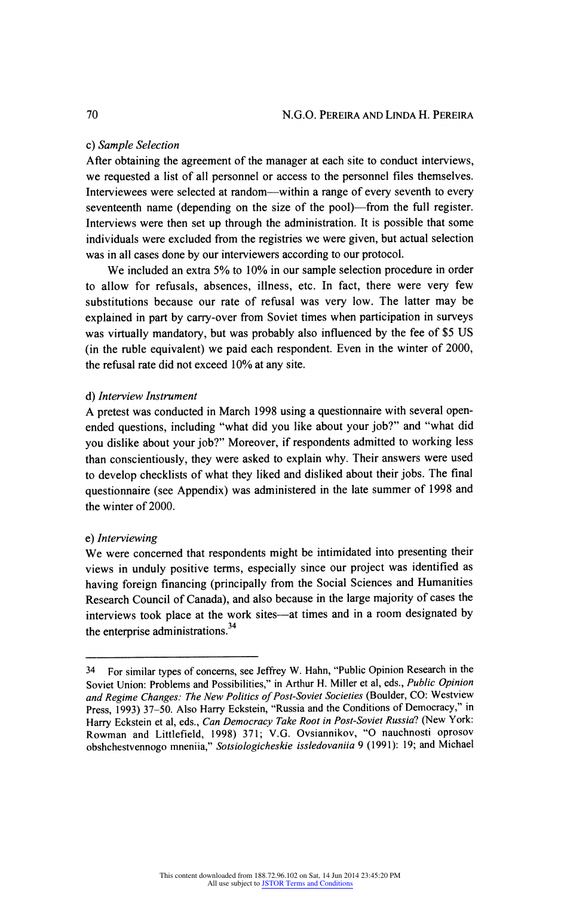c) *Sample Selection*

After obtaining the agreement of the manager at each site to conduct interviews, we requested a list of all personnel or access to the personnel files themselves. Interviewees were selected at random—within a range of every seventh to every seventeenth name (depending on the size of the pool)—from the full register. Interviews were then set up through the administration. It is possible that some individuals were excluded from the registries we were given, but actual selection was in all cases done by our interviewers according to our protocol.

We included an extra 5% to 10% in our sample selection procedure in order to allow for refusals, absences, illness, etc. In fact, there were very few substitutions because our rate of refusal was very low. The latter may be explained in part by carry-over from Soviet times when participation in surveys was virtually mandatory, but was probably also influenced by the fee of $5 US (in the ruble equivalent) we paid each respondent. Even in the winter of 2000, the refusal rate did not exceed 10% at any site.

d) *Interview Instrument*

A pretest was conducted in March 1998 using a questionnaire with several open-ended questions, including "what did you like about your job?" and "what did you dislike about your job?" Moreover, if respondents admitted to working less than conscientiously, they were asked to explain why. Their answers were used to develop checklists of what they liked and disliked about their jobs. The final questionnaire (see Appendix) was administered in the late summer of 1998 and the winter of 2000.

e) *Interviewing*

We were concerned that respondents might be intimidated into presenting their views in unduly positive terms, especially since our project was identified as having foreign financing (principally from the Social Sciences and Humanities Research Council of Canada), and also because in the large majority of cases the interviews took place at the work sites—at times and in a room designated by the enterprise administrations.[34]

---

34 For similar types of concerns, see Jeffrey W. Hahn, "Public Opinion Research in the Soviet Union: Problems and Possibilities," in Arthur H. Miller et al, eds., *Public Opinion and Regime Changes: The New Politics of Post-Soviet Societies* (Boulder, CO: Westview Press, 1993) 37–50. Also Harry Eckstein, "Russia and the Conditions of Democracy," in Harry Eckstein et al, eds., *Can Democracy Take Root in Post-Soviet Russia?* (New York: Rowman and Littlefield, 1998) 371; V.G. Ovsiannikov, "O nauchnosti oprosov obshchestvennogo mneniia," *Sotsiologicheskie issledovaniia* 9 (1991): 19; and Michael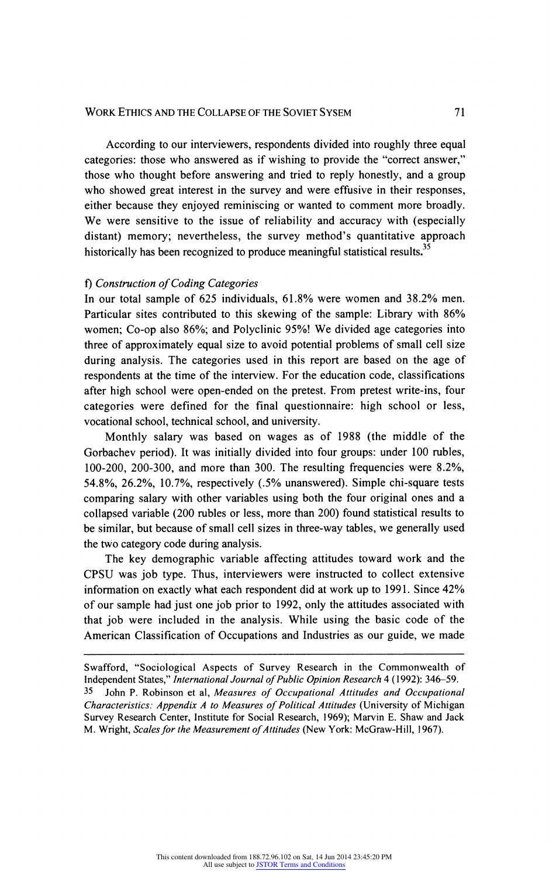According to our interviewers, respondents divided into roughly three equal categories: those who answered as if wishing to provide the "correct answer," those who thought before answering and tried to reply honestly, and a group who showed great interest in the survey and were effusive in their responses, either because they enjoyed reminiscing or wanted to comment more broadly. We were sensitive to the issue of reliability and accuracy with (especially distant) memory; nevertheless, the survey method's quantitative approach historically has been recognized to produce meaningful statistical results.[35]

### f) *Construction of Coding Categories*

In our total sample of 625 individuals, 61.8% were women and 38.2% men. Particular sites contributed to this skewing of the sample: Library with 86% women; Co-op also 86%; and Polyclinic 95%! We divided age categories into three of approximately equal size to avoid potential problems of small cell size during analysis. The categories used in this report are based on the age of respondents at the time of the interview. For the education code, classifications after high school were open-ended on the pretest. From pretest write-ins, four categories were defined for the final questionnaire: high school or less, vocational school, technical school, and university.

Monthly salary was based on wages as of 1988 (the middle of the Gorbachev period). It was initially divided into four groups: under 100 rubles, 100-200, 200-300, and more than 300. The resulting frequencies were 8.2%, 54.8%, 26.2%, 10.7%, respectively (.5% unanswered). Simple chi-square tests comparing salary with other variables using both the four original ones and a collapsed variable (200 rubles or less, more than 200) found statistical results to be similar, but because of small cell sizes in three-way tables, we generally used the two category code during analysis.

The key demographic variable affecting attitudes toward work and the CPSU was job type. Thus, interviewers were instructed to collect extensive information on exactly what each respondent did at work up to 1991. Since 42% of our sample had just one job prior to 1992, only the attitudes associated with that job were included in the analysis. While using the basic code of the American Classification of Occupations and Industries as our guide, we made

---

Swafford, "Sociological Aspects of Survey Research in the Commonwealth of Independent States," *International Journal of Public Opinion Research* 4 (1992): 346–59.

[35] John P. Robinson et al, *Measures of Occupational Attitudes and Occupational Characteristics: Appendix A to Measures of Political Attitudes* (University of Michigan Survey Research Center, Institute for Social Research, 1969); Marvin E. Shaw and Jack M. Wright, *Scales for the Measurement of Attitudes* (New York: McGraw-Hill, 1967).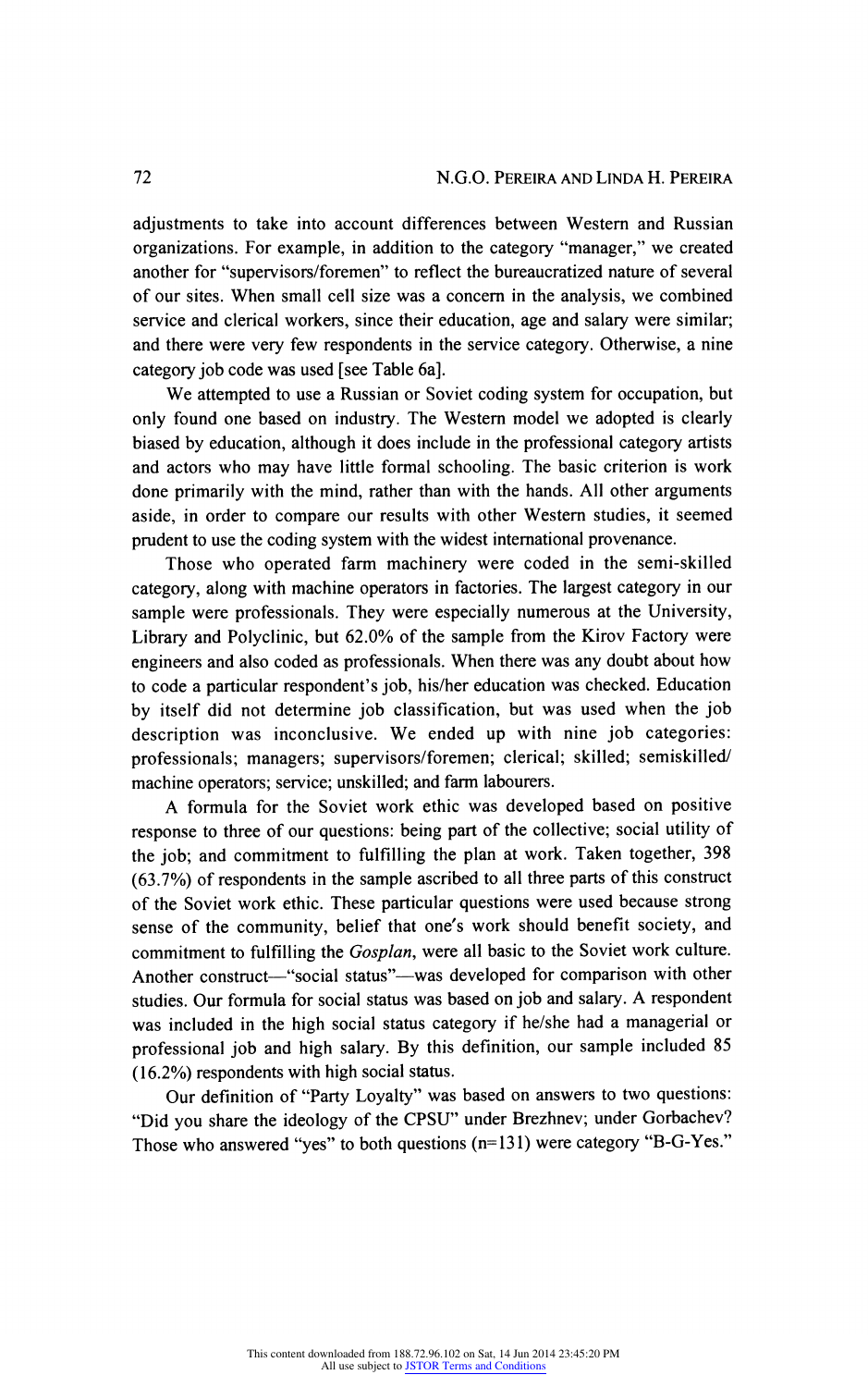adjustments to take into account differences between Western and Russian organizations. For example, in addition to the category "manager," we created another for "supervisors/foremen" to reflect the bureaucratized nature of several of our sites. When small cell size was a concern in the analysis, we combined service and clerical workers, since their education, age and salary were similar; and there were very few respondents in the service category. Otherwise, a nine category job code was used [see Table 6a].

We attempted to use a Russian or Soviet coding system for occupation, but only found one based on industry. The Western model we adopted is clearly biased by education, although it does include in the professional category artists and actors who may have little formal schooling. The basic criterion is work done primarily with the mind, rather than with the hands. All other arguments aside, in order to compare our results with other Western studies, it seemed prudent to use the coding system with the widest international provenance.

Those who operated farm machinery were coded in the semi-skilled category, along with machine operators in factories. The largest category in our sample were professionals. They were especially numerous at the University, Library and Polyclinic, but 62.0% of the sample from the Kirov Factory were engineers and also coded as professionals. When there was any doubt about how to code a particular respondent's job, his/her education was checked. Education by itself did not determine job classification, but was used when the job description was inconclusive. We ended up with nine job categories: professionals; managers; supervisors/foremen; clerical; skilled; semiskilled/ machine operators; service; unskilled; and farm labourers.

A formula for the Soviet work ethic was developed based on positive response to three of our questions: being part of the collective; social utility of the job; and commitment to fulfilling the plan at work. Taken together, 398 (63.7%) of respondents in the sample ascribed to all three parts of this construct of the Soviet work ethic. These particular questions were used because strong sense of the community, belief that one's work should benefit society, and commitment to fulfilling the *Gosplan*, were all basic to the Soviet work culture. Another construct—"social status"—was developed for comparison with other studies. Our formula for social status was based on job and salary. A respondent was included in the high social status category if he/she had a managerial or professional job and high salary. By this definition, our sample included 85 (16.2%) respondents with high social status.

Our definition of "Party Loyalty" was based on answers to two questions: "Did you share the ideology of the CPSU" under Brezhnev; under Gorbachev? Those who answered "yes" to both questions (n=131) were category "B-G-Yes."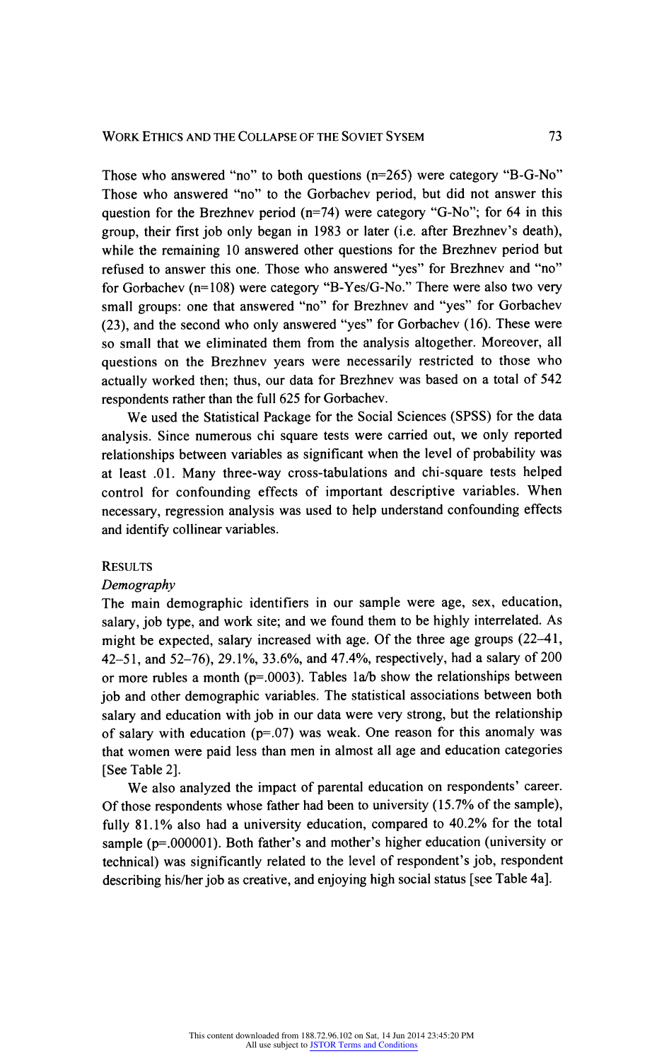Those who answered "no" to both questions (n=265) were category "B-G-No" Those who answered "no" to the Gorbachev period, but did not answer this question for the Brezhnev period (n=74) were category "G-No"; for 64 in this group, their first job only began in 1983 or later (i.e. after Brezhnev's death), while the remaining 10 answered other questions for the Brezhnev period but refused to answer this one. Those who answered "yes" for Brezhnev and "no" for Gorbachev (n=108) were category "B-Yes/G-No." There were also two very small groups: one that answered "no" for Brezhnev and "yes" for Gorbachev (23), and the second who only answered "yes" for Gorbachev (16). These were so small that we eliminated them from the analysis altogether. Moreover, all questions on the Brezhnev years were necessarily restricted to those who actually worked then; thus, our data for Brezhnev was based on a total of 542 respondents rather than the full 625 for Gorbachev.

We used the Statistical Package for the Social Sciences (SPSS) for the data analysis. Since numerous chi square tests were carried out, we only reported relationships between variables as significant when the level of probability was at least .01. Many three-way cross-tabulations and chi-square tests helped control for confounding effects of important descriptive variables. When necessary, regression analysis was used to help understand confounding effects and identify collinear variables.

## Results

### *Demography*

The main demographic identifiers in our sample were age, sex, education, salary, job type, and work site; and we found them to be highly interrelated. As might be expected, salary increased with age. Of the three age groups (22–41, 42–51, and 52–76), 29.1%, 33.6%, and 47.4%, respectively, had a salary of 200 or more rubles a month ($p=.0003$). Tables 1a/b show the relationships between job and other demographic variables. The statistical associations between both salary and education with job in our data were very strong, but the relationship of salary with education ($p=.07$) was weak. One reason for this anomaly was that women were paid less than men in almost all age and education categories [See Table 2].

We also analyzed the impact of parental education on respondents' career. Of those respondents whose father had been to university (15.7% of the sample), fully 81.1% also had a university education, compared to 40.2% for the total sample ($p=.000001$). Both father's and mother's higher education (university or technical) was significantly related to the level of respondent's job, respondent describing his/her job as creative, and enjoying high social status [see Table 4a].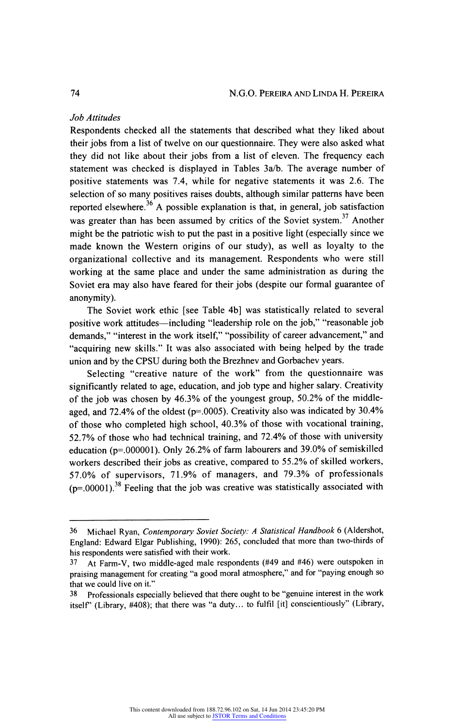*Job Attitudes*

Respondents checked all the statements that described what they liked about their jobs from a list of twelve on our questionnaire. They were also asked what they did not like about their jobs from a list of eleven. The frequency each statement was checked is displayed in Tables 3a/b. The average number of positive statements was 7.4, while for negative statements it was 2.6. The selection of so many positives raises doubts, although similar patterns have been reported elsewhere.[36] A possible explanation is that, in general, job satisfaction was greater than has been assumed by critics of the Soviet system.[37] Another might be the patriotic wish to put the past in a positive light (especially since we made known the Western origins of our study), as well as loyalty to the organizational collective and its management. Respondents who were still working at the same place and under the same administration as during the Soviet era may also have feared for their jobs (despite our formal guarantee of anonymity).

The Soviet work ethic [see Table 4b] was statistically related to several positive work attitudes—including "leadership role on the job," "reasonable job demands," "interest in the work itself," "possibility of career advancement," and "acquiring new skills." It was also associated with being helped by the trade union and by the CPSU during both the Brezhnev and Gorbachev years.

Selecting "creative nature of the work" from the questionnaire was significantly related to age, education, and job type and higher salary. Creativity of the job was chosen by 46.3% of the youngest group, 50.2% of the middle-aged, and 72.4% of the oldest (p=.0005). Creativity also was indicated by 30.4% of those who completed high school, 40.3% of those with vocational training, 52.7% of those who had technical training, and 72.4% of those with university education (p=.000001). Only 26.2% of farm labourers and 39.0% of semiskilled workers described their jobs as creative, compared to 55.2% of skilled workers, 57.0% of supervisors, 71.9% of managers, and 79.3% of professionals (p=.00001).[38] Feeling that the job was creative was statistically associated with

---

36 Michael Ryan, *Contemporary Soviet Society: A Statistical Handbook* 6 (Aldershot, England: Edward Elgar Publishing, 1990): 265, concluded that more than two-thirds of his respondents were satisfied with their work.

37 At Farm-V, two middle-aged male respondents (#49 and #46) were outspoken in praising management for creating "a good moral atmosphere," and for "paying enough so that we could live on it."

38 Professionals especially believed that there ought to be "genuine interest in the work itself" (Library, #408); that there was "a duty... to fulfil [it] conscientiously" (Library,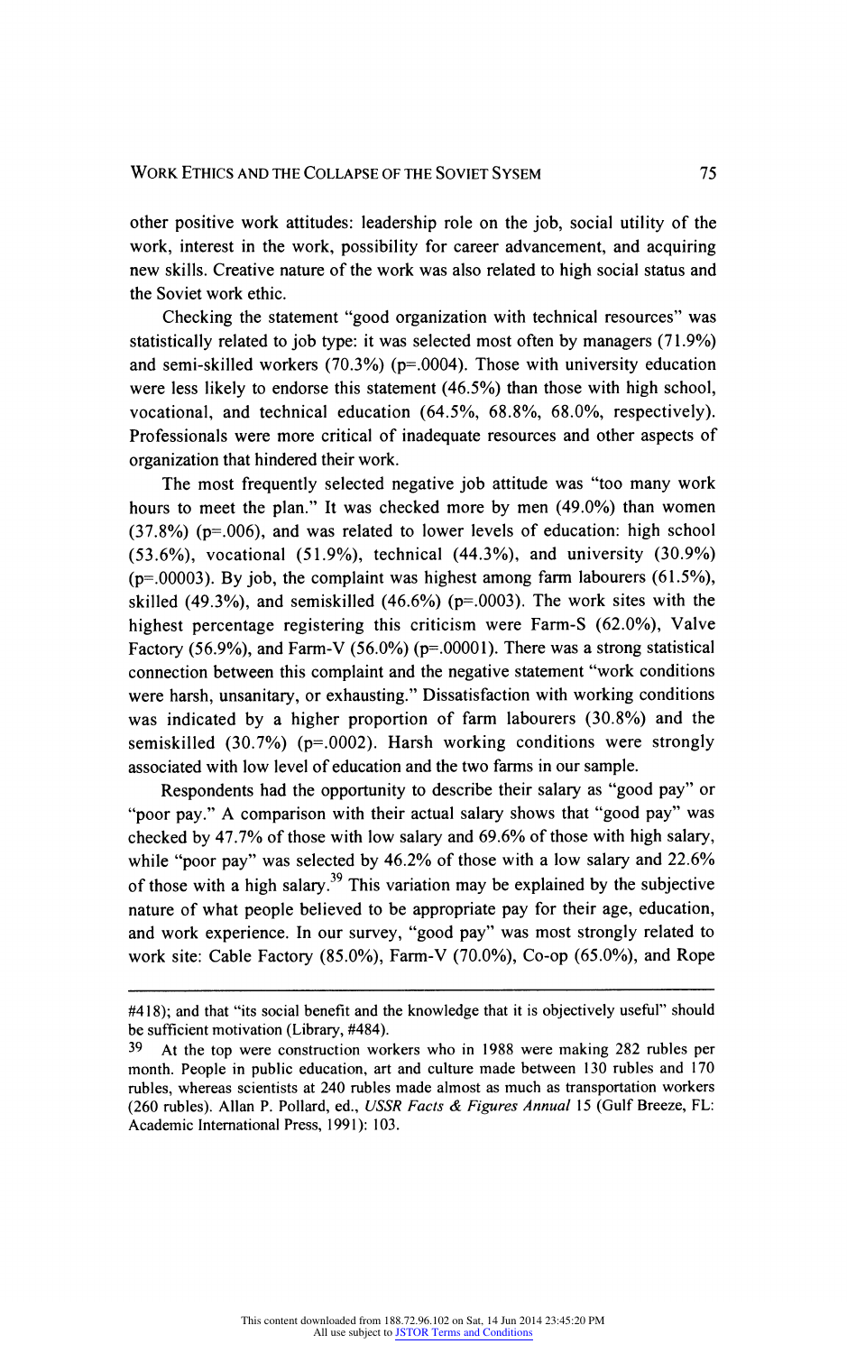other positive work attitudes: leadership role on the job, social utility of the work, interest in the work, possibility for career advancement, and acquiring new skills. Creative nature of the work was also related to high social status and the Soviet work ethic.

Checking the statement "good organization with technical resources" was statistically related to job type: it was selected most often by managers (71.9%) and semi-skilled workers (70.3%) (p=.0004). Those with university education were less likely to endorse this statement (46.5%) than those with high school, vocational, and technical education (64.5%, 68.8%, 68.0%, respectively). Professionals were more critical of inadequate resources and other aspects of organization that hindered their work.

The most frequently selected negative job attitude was "too many work hours to meet the plan." It was checked more by men (49.0%) than women (37.8%) (p=.006), and was related to lower levels of education: high school (53.6%), vocational (51.9%), technical (44.3%), and university (30.9%) (p=.00003). By job, the complaint was highest among farm labourers (61.5%), skilled (49.3%), and semiskilled (46.6%) (p=.0003). The work sites with the highest percentage registering this criticism were Farm-S (62.0%), Valve Factory (56.9%), and Farm-V (56.0%) (p=.00001). There was a strong statistical connection between this complaint and the negative statement "work conditions were harsh, unsanitary, or exhausting." Dissatisfaction with working conditions was indicated by a higher proportion of farm labourers (30.8%) and the semiskilled (30.7%) (p=.0002). Harsh working conditions were strongly associated with low level of education and the two farms in our sample.

Respondents had the opportunity to describe their salary as "good pay" or "poor pay." A comparison with their actual salary shows that "good pay" was checked by 47.7% of those with low salary and 69.6% of those with high salary, while "poor pay" was selected by 46.2% of those with a low salary and 22.6% of those with a high salary.[39] This variation may be explained by the subjective nature of what people believed to be appropriate pay for their age, education, and work experience. In our survey, "good pay" was most strongly related to work site: Cable Factory (85.0%), Farm-V (70.0%), Co-op (65.0%), and Rope

---

#418); and that "its social benefit and the knowledge that it is objectively useful" should be sufficient motivation (Library, #484).

39 At the top were construction workers who in 1988 were making 282 rubles per month. People in public education, art and culture made between 130 rubles and 170 rubles, whereas scientists at 240 rubles made almost as much as transportation workers (260 rubles). Allan P. Pollard, ed., *USSR Facts & Figures Annual* 15 (Gulf Breeze, FL: Academic International Press, 1991): 103.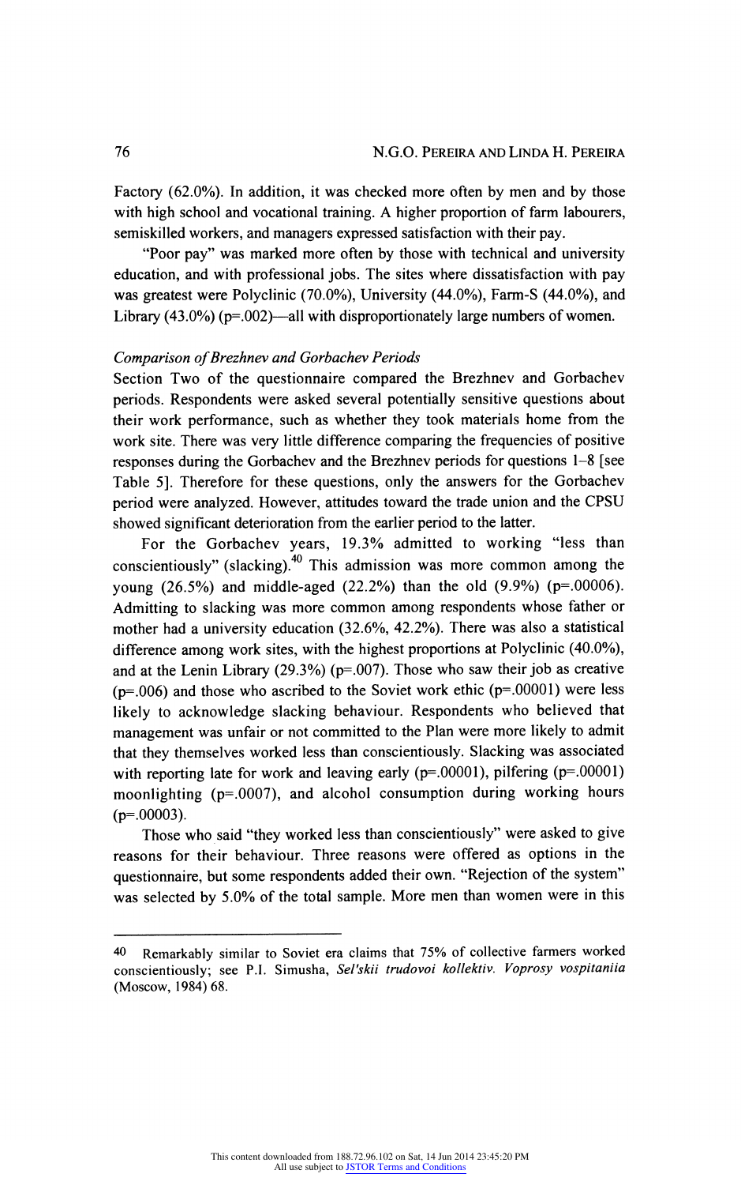Factory (62.0%). In addition, it was checked more often by men and by those with high school and vocational training. A higher proportion of farm labourers, semiskilled workers, and managers expressed satisfaction with their pay.

"Poor pay" was marked more often by those with technical and university education, and with professional jobs. The sites where dissatisfaction with pay was greatest were Polyclinic (70.0%), University (44.0%), Farm-S (44.0%), and Library (43.0%) (p=.002)—all with disproportionately large numbers of women.

*Comparison of Brezhnev and Gorbachev Periods*

Section Two of the questionnaire compared the Brezhnev and Gorbachev periods. Respondents were asked several potentially sensitive questions about their work performance, such as whether they took materials home from the work site. There was very little difference comparing the frequencies of positive responses during the Gorbachev and the Brezhnev periods for questions 1–8 [see Table 5]. Therefore for these questions, only the answers for the Gorbachev period were analyzed. However, attitudes toward the trade union and the CPSU showed significant deterioration from the earlier period to the latter.

For the Gorbachev years, 19.3% admitted to working "less than conscientiously" (slacking).[40] This admission was more common among the young (26.5%) and middle-aged (22.2%) than the old (9.9%) (p=.00006). Admitting to slacking was more common among respondents whose father or mother had a university education (32.6%, 42.2%). There was also a statistical difference among work sites, with the highest proportions at Polyclinic (40.0%), and at the Lenin Library (29.3%) (p=.007). Those who saw their job as creative (p=.006) and those who ascribed to the Soviet work ethic (p=.00001) were less likely to acknowledge slacking behaviour. Respondents who believed that management was unfair or not committed to the Plan were more likely to admit that they themselves worked less than conscientiously. Slacking was associated with reporting late for work and leaving early (p=.00001), pilfering (p=.00001) moonlighting (p=.0007), and alcohol consumption during working hours (p=.00003).

Those who said "they worked less than conscientiously" were asked to give reasons for their behaviour. Three reasons were offered as options in the questionnaire, but some respondents added their own. "Rejection of the system" was selected by 5.0% of the total sample. More men than women were in this

---

40 Remarkably similar to Soviet era claims that 75% of collective farmers worked conscientiously; see P.I. Simusha, *Sel'skii trudovoi kollektiv. Voprosy vospitaniia* (Moscow, 1984) 68.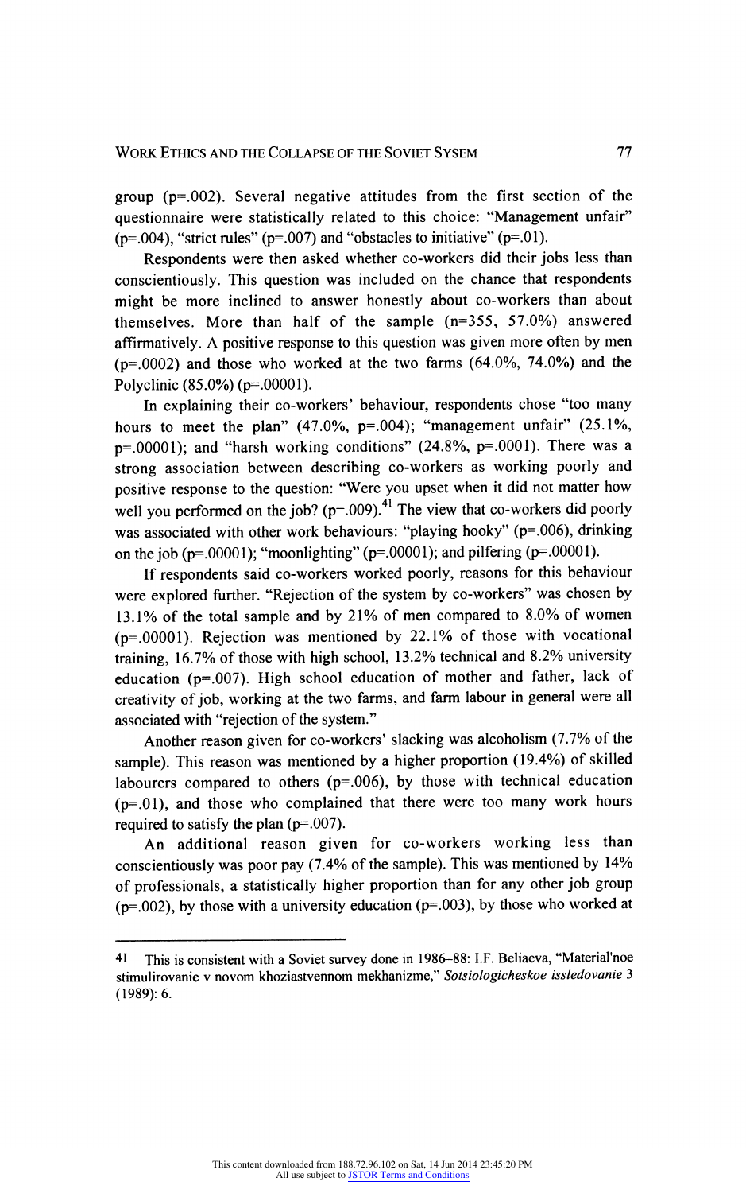group (p=.002). Several negative attitudes from the first section of the questionnaire were statistically related to this choice: "Management unfair" (p=.004), "strict rules" (p=.007) and "obstacles to initiative" (p=.01).

Respondents were then asked whether co-workers did their jobs less than conscientiously. This question was included on the chance that respondents might be more inclined to answer honestly about co-workers than about themselves. More than half of the sample (n=355, 57.0%) answered affirmatively. A positive response to this question was given more often by men (p=.0002) and those who worked at the two farms (64.0%, 74.0%) and the Polyclinic (85.0%) (p=.00001).

In explaining their co-workers' behaviour, respondents chose "too many hours to meet the plan" (47.0%, p=.004); "management unfair" (25.1%, p=.00001); and "harsh working conditions" (24.8%, p=.0001). There was a strong association between describing co-workers as working poorly and positive response to the question: "Were you upset when it did not matter how well you performed on the job? (p=.009).[41] The view that co-workers did poorly was associated with other work behaviours: "playing hooky" (p=.006), drinking on the job (p=.00001); "moonlighting" (p=.00001); and pilfering (p=.00001).

If respondents said co-workers worked poorly, reasons for this behaviour were explored further. "Rejection of the system by co-workers" was chosen by 13.1% of the total sample and by 21% of men compared to 8.0% of women (p=.00001). Rejection was mentioned by 22.1% of those with vocational training, 16.7% of those with high school, 13.2% technical and 8.2% university education (p=.007). High school education of mother and father, lack of creativity of job, working at the two farms, and farm labour in general were all associated with "rejection of the system."

Another reason given for co-workers' slacking was alcoholism (7.7% of the sample). This reason was mentioned by a higher proportion (19.4%) of skilled labourers compared to others (p=.006), by those with technical education (p=.01), and those who complained that there were too many work hours required to satisfy the plan (p=.007).

An additional reason given for co-workers working less than conscientiously was poor pay (7.4% of the sample). This was mentioned by 14% of professionals, a statistically higher proportion than for any other job group (p=.002), by those with a university education (p=.003), by those who worked at

---

41 This is consistent with a Soviet survey done in 1986–88: I.F. Beliaeva, "Material'noe stimulirovanie v novom khoziastvennom mekhanizme," *Sotsiologicheskoe issledovanie* 3 (1989): 6.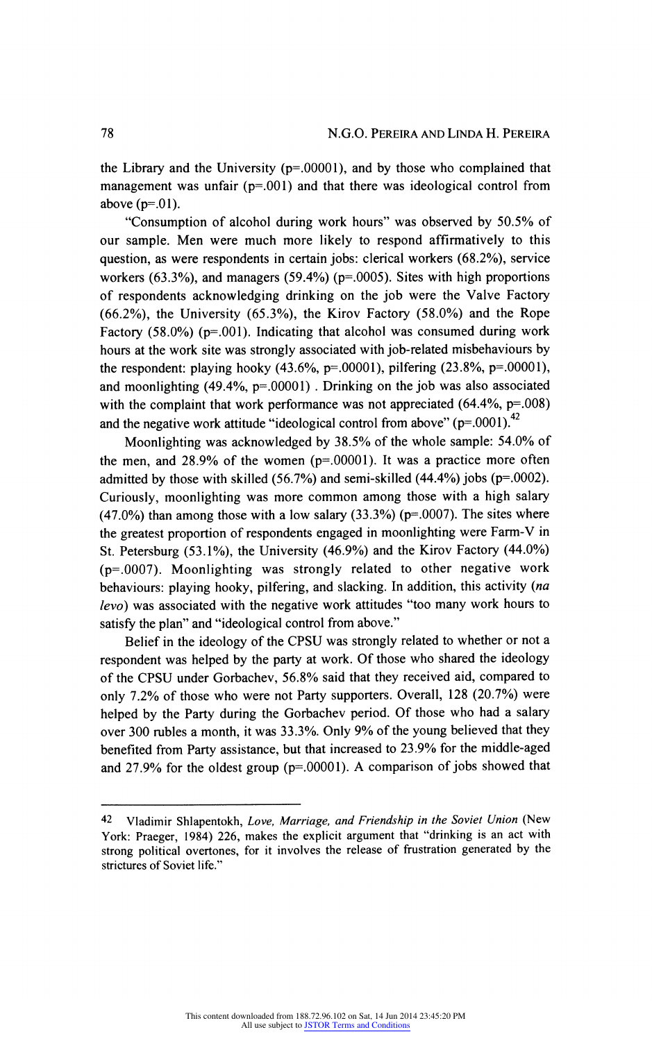the Library and the University (p=.00001), and by those who complained that management was unfair (p=.001) and that there was ideological control from above (p=.01).

"Consumption of alcohol during work hours" was observed by 50.5% of our sample. Men were much more likely to respond affirmatively to this question, as were respondents in certain jobs: clerical workers (68.2%), service workers (63.3%), and managers (59.4%) (p=.0005). Sites with high proportions of respondents acknowledging drinking on the job were the Valve Factory (66.2%), the University (65.3%), the Kirov Factory (58.0%) and the Rope Factory (58.0%) (p=.001). Indicating that alcohol was consumed during work hours at the work site was strongly associated with job-related misbehaviours by the respondent: playing hooky (43.6%, p=.00001), pilfering (23.8%, p=.00001), and moonlighting (49.4%, p=.00001) . Drinking on the job was also associated with the complaint that work performance was not appreciated (64.4%, p=.008) and the negative work attitude "ideological control from above" (p=.0001).[42]

Moonlighting was acknowledged by 38.5% of the whole sample: 54.0% of the men, and 28.9% of the women (p=.00001). It was a practice more often admitted by those with skilled (56.7%) and semi-skilled (44.4%) jobs (p=.0002). Curiously, moonlighting was more common among those with a high salary (47.0%) than among those with a low salary (33.3%) (p=.0007). The sites where the greatest proportion of respondents engaged in moonlighting were Farm-V in St. Petersburg (53.1%), the University (46.9%) and the Kirov Factory (44.0%) (p=.0007). Moonlighting was strongly related to other negative work behaviours: playing hooky, pilfering, and slacking. In addition, this activity (*na levo*) was associated with the negative work attitudes "too many work hours to satisfy the plan" and "ideological control from above."

Belief in the ideology of the CPSU was strongly related to whether or not a respondent was helped by the party at work. Of those who shared the ideology of the CPSU under Gorbachev, 56.8% said that they received aid, compared to only 7.2% of those who were not Party supporters. Overall, 128 (20.7%) were helped by the Party during the Gorbachev period. Of those who had a salary over 300 rubles a month, it was 33.3%. Only 9% of the young believed that they benefited from Party assistance, but that increased to 23.9% for the middle-aged and 27.9% for the oldest group (p=.00001). A comparison of jobs showed that

---

42 Vladimir Shlapentokh, *Love, Marriage, and Friendship in the Soviet Union* (New York: Praeger, 1984) 226, makes the explicit argument that "drinking is an act with strong political overtones, for it involves the release of frustration generated by the strictures of Soviet life."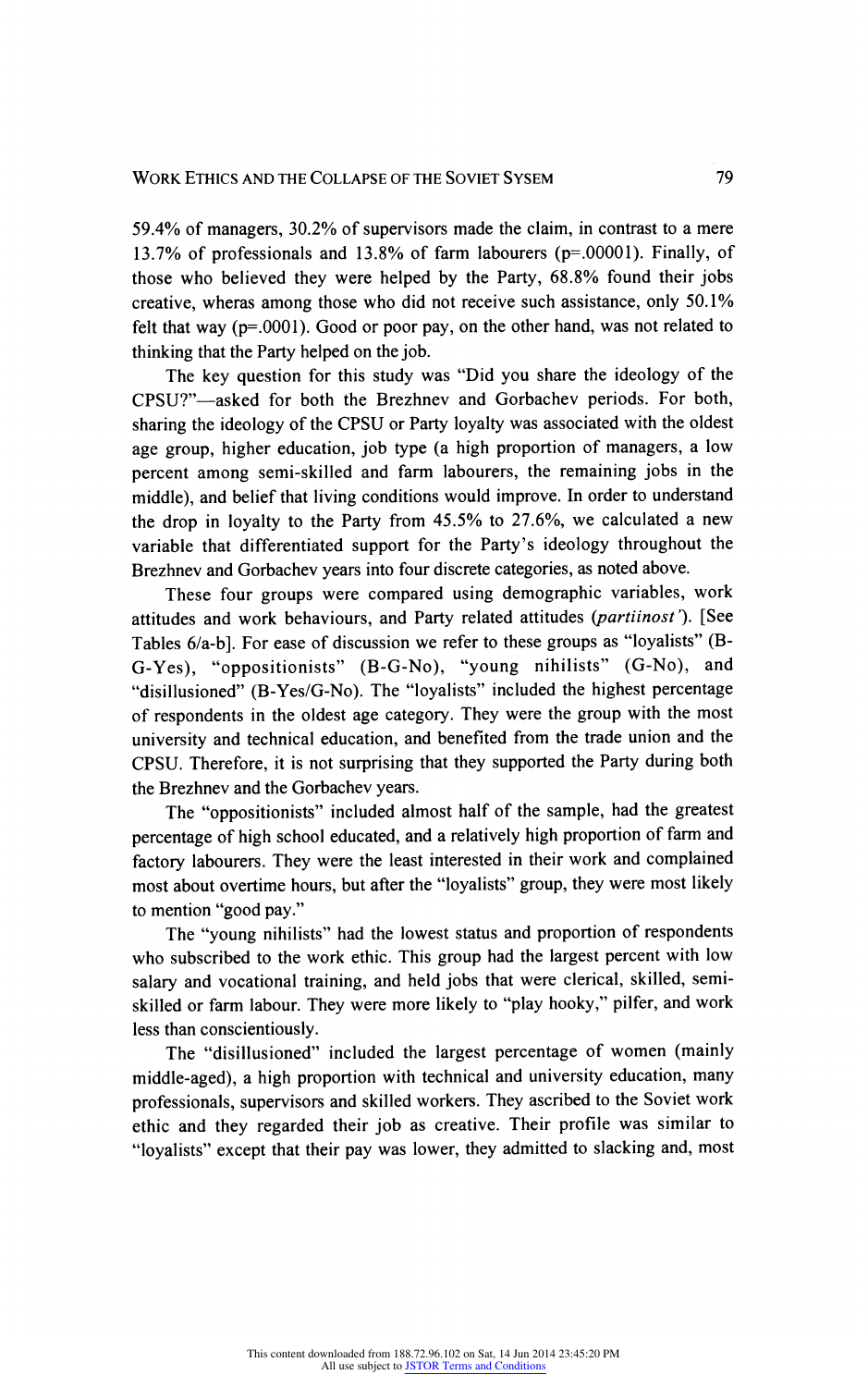59.4% of managers, 30.2% of supervisors made the claim, in contrast to a mere 13.7% of professionals and 13.8% of farm labourers (p=.00001). Finally, of those who believed they were helped by the Party, 68.8% found their jobs creative, wheras among those who did not receive such assistance, only 50.1% felt that way (p=.0001). Good or poor pay, on the other hand, was not related to thinking that the Party helped on the job.

The key question for this study was "Did you share the ideology of the CPSU?"—asked for both the Brezhnev and Gorbachev periods. For both, sharing the ideology of the CPSU or Party loyalty was associated with the oldest age group, higher education, job type (a high proportion of managers, a low percent among semi-skilled and farm labourers, the remaining jobs in the middle), and belief that living conditions would improve. In order to understand the drop in loyalty to the Party from 45.5% to 27.6%, we calculated a new variable that differentiated support for the Party's ideology throughout the Brezhnev and Gorbachev years into four discrete categories, as noted above.

These four groups were compared using demographic variables, work attitudes and work behaviours, and Party related attitudes (*partiinost'*). [See Tables 6/a-b]. For ease of discussion we refer to these groups as "loyalists" (B-G-Yes), "oppositionists" (B-G-No), "young nihilists" (G-No), and "disillusioned" (B-Yes/G-No). The "loyalists" included the highest percentage of respondents in the oldest age category. They were the group with the most university and technical education, and benefited from the trade union and the CPSU. Therefore, it is not surprising that they supported the Party during both the Brezhnev and the Gorbachev years.

The "oppositionists" included almost half of the sample, had the greatest percentage of high school educated, and a relatively high proportion of farm and factory labourers. They were the least interested in their work and complained most about overtime hours, but after the "loyalists" group, they were most likely to mention "good pay."

The "young nihilists" had the lowest status and proportion of respondents who subscribed to the work ethic. This group had the largest percent with low salary and vocational training, and held jobs that were clerical, skilled, semi-skilled or farm labour. They were more likely to "play hooky," pilfer, and work less than conscientiously.

The "disillusioned" included the largest percentage of women (mainly middle-aged), a high proportion with technical and university education, many professionals, supervisors and skilled workers. They ascribed to the Soviet work ethic and they regarded their job as creative. Their profile was similar to "loyalists" except that their pay was lower, they admitted to slacking and, most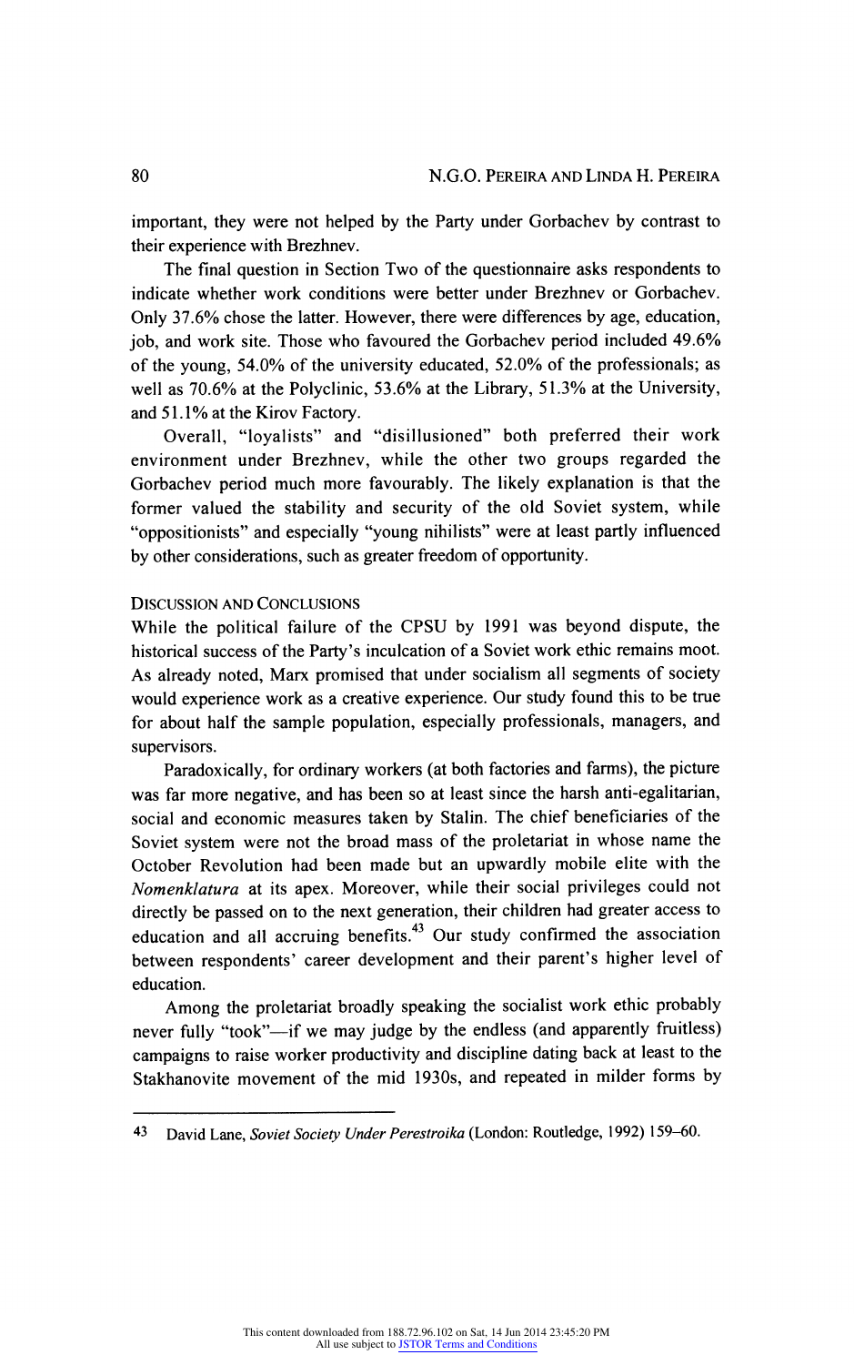important, they were not helped by the Party under Gorbachev by contrast to their experience with Brezhnev.

The final question in Section Two of the questionnaire asks respondents to indicate whether work conditions were better under Brezhnev or Gorbachev. Only 37.6% chose the latter. However, there were differences by age, education, job, and work site. Those who favoured the Gorbachev period included 49.6% of the young, 54.0% of the university educated, 52.0% of the professionals; as well as 70.6% at the Polyclinic, 53.6% at the Library, 51.3% at the University, and 51.1% at the Kirov Factory.

Overall, "loyalists" and "disillusioned" both preferred their work environment under Brezhnev, while the other two groups regarded the Gorbachev period much more favourably. The likely explanation is that the former valued the stability and security of the old Soviet system, while "oppositionists" and especially "young nihilists" were at least partly influenced by other considerations, such as greater freedom of opportunity.

## Discussion and Conclusions

While the political failure of the CPSU by 1991 was beyond dispute, the historical success of the Party's inculcation of a Soviet work ethic remains moot. As already noted, Marx promised that under socialism all segments of society would experience work as a creative experience. Our study found this to be true for about half the sample population, especially professionals, managers, and supervisors.

Paradoxically, for ordinary workers (at both factories and farms), the picture was far more negative, and has been so at least since the harsh anti-egalitarian, social and economic measures taken by Stalin. The chief beneficiaries of the Soviet system were not the broad mass of the proletariat in whose name the October Revolution had been made but an upwardly mobile elite with the *Nomenklatura* at its apex. Moreover, while their social privileges could not directly be passed on to the next generation, their children had greater access to education and all accruing benefits.[43] Our study confirmed the association between respondents' career development and their parent's higher level of education.

Among the proletariat broadly speaking the socialist work ethic probably never fully "took"—if we may judge by the endless (and apparently fruitless) campaigns to raise worker productivity and discipline dating back at least to the Stakhanovite movement of the mid 1930s, and repeated in milder forms by

43 David Lane, *Soviet Society Under Perestroika* (London: Routledge, 1992) 159–60.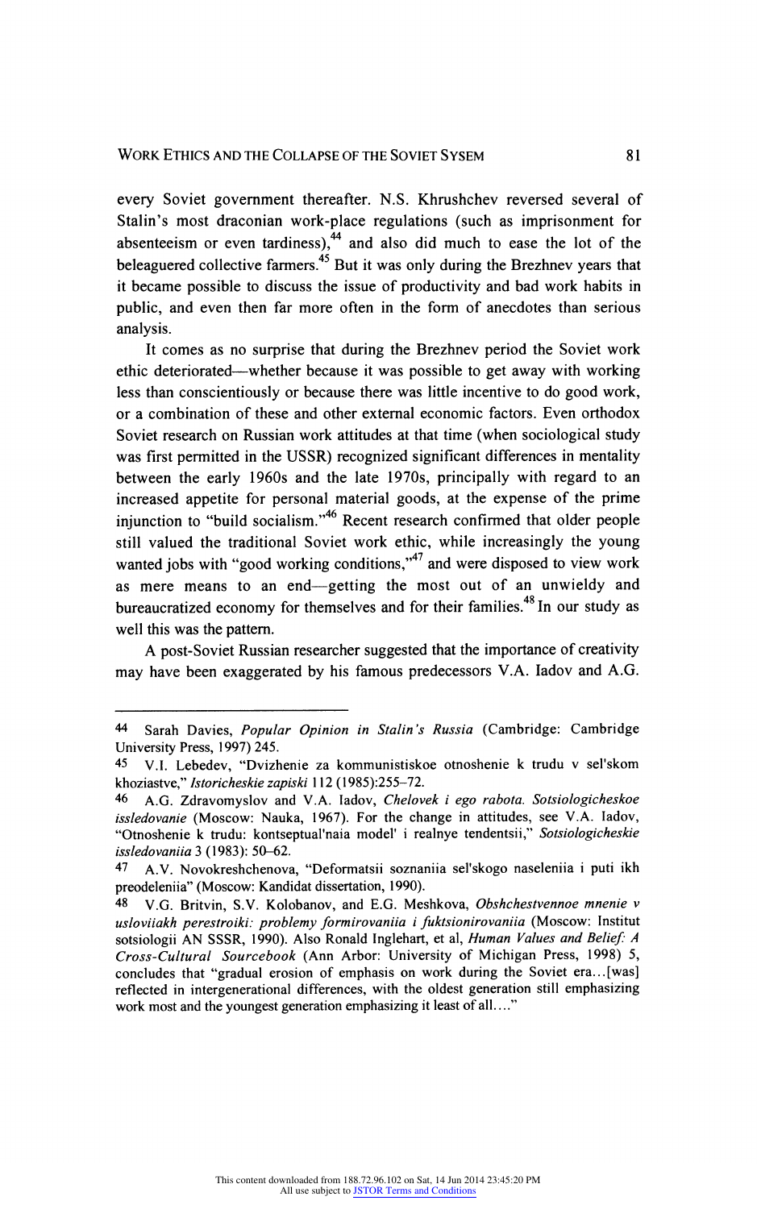every Soviet government thereafter. N.S. Khrushchev reversed several of Stalin's most draconian work-place regulations (such as imprisonment for absenteeism or even tardiness),[44] and also did much to ease the lot of the beleaguered collective farmers.[45] But it was only during the Brezhnev years that it became possible to discuss the issue of productivity and bad work habits in public, and even then far more often in the form of anecdotes than serious analysis.

It comes as no surprise that during the Brezhnev period the Soviet work ethic deteriorated—whether because it was possible to get away with working less than conscientiously or because there was little incentive to do good work, or a combination of these and other external economic factors. Even orthodox Soviet research on Russian work attitudes at that time (when sociological study was first permitted in the USSR) recognized significant differences in mentality between the early 1960s and the late 1970s, principally with regard to an increased appetite for personal material goods, at the expense of the prime injunction to "build socialism."[46] Recent research confirmed that older people still valued the traditional Soviet work ethic, while increasingly the young wanted jobs with "good working conditions,"[47] and were disposed to view work as mere means to an end—getting the most out of an unwieldy and bureaucratized economy for themselves and for their families.[48] In our study as well this was the pattern.

A post-Soviet Russian researcher suggested that the importance of creativity may have been exaggerated by his famous predecessors V.A. Iadov and A.G.

---

44 Sarah Davies, *Popular Opinion in Stalin's Russia* (Cambridge: Cambridge University Press, 1997) 245.

45 V.I. Lebedev, "Dvizhenie za kommunististkoe otnoshenie k trudu v sel'skom khoziastve," *Istoricheskie zapiski* 112 (1985):255–72.

46 A.G. Zdravomyslov and V.A. Iadov, *Chelovek i ego rabota. Sotsiologicheskoe issledovanie* (Moscow: Nauka, 1967). For the change in attitudes, see V.A. Iadov, "Otnoshenie k trudu: kontseptual'naia model' i realnye tendentsii," *Sotsiologicheskie issledovaniia* 3 (1983): 50–62.

47 A.V. Novokreshchenova, "Deformatsii soznaniia sel'skogo naseleniia i puti ikh preodeleniia" (Moscow: Kandidat dissertation, 1990).

48 V.G. Britvin, S.V. Kolobanov, and E.G. Meshkova, *Obshchestvennoe mnenie v usloviiakh perestroiki: problemy formirovaniia i fuktsionirovaniia* (Moscow: Institut sotsiologii AN SSSR, 1990). Also Ronald Inglehart, et al, *Human Values and Belief: A Cross-Cultural Sourcebook* (Ann Arbor: University of Michigan Press, 1998) 5, concludes that "gradual erosion of emphasis on work during the Soviet era…[was] reflected in intergenerational differences, with the oldest generation still emphasizing work most and the youngest generation emphasizing it least of all…."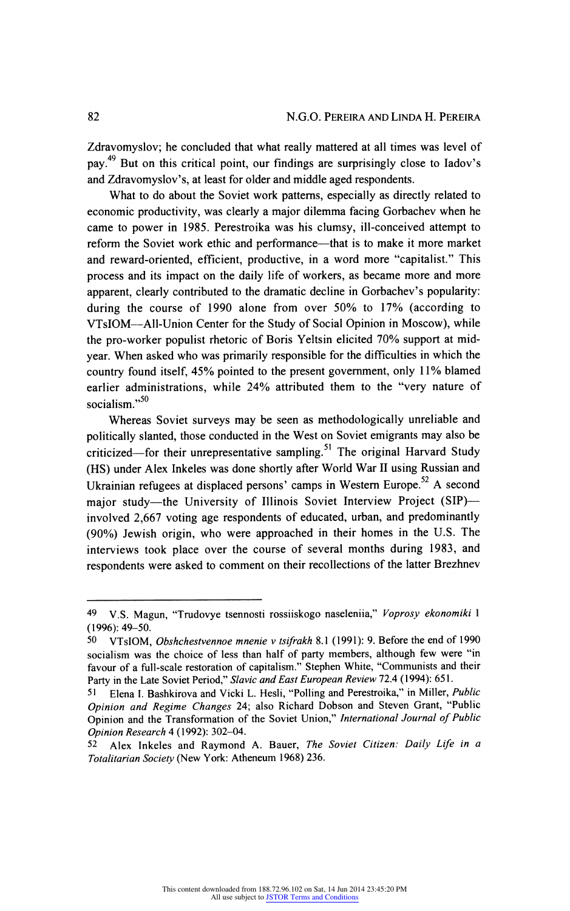Zdravomyslov; he concluded that what really mattered at all times was level of pay.[49] But on this critical point, our findings are surprisingly close to Iadov's and Zdravomyslov's, at least for older and middle aged respondents.

What to do about the Soviet work patterns, especially as directly related to economic productivity, was clearly a major dilemma facing Gorbachev when he came to power in 1985. Perestroika was his clumsy, ill-conceived attempt to reform the Soviet work ethic and performance—that is to make it more market and reward-oriented, efficient, productive, in a word more "capitalist." This process and its impact on the daily life of workers, as became more and more apparent, clearly contributed to the dramatic decline in Gorbachev's popularity: during the course of 1990 alone from over 50% to 17% (according to VTsIOM—All-Union Center for the Study of Social Opinion in Moscow), while the pro-worker populist rhetoric of Boris Yeltsin elicited 70% support at mid-year. When asked who was primarily responsible for the difficulties in which the country found itself, 45% pointed to the present government, only 11% blamed earlier administrations, while 24% attributed them to the "very nature of socialism."[50]

Whereas Soviet surveys may be seen as methodologically unreliable and politically slanted, those conducted in the West on Soviet emigrants may also be criticized—for their unrepresentative sampling.[51] The original Harvard Study (HS) under Alex Inkeles was done shortly after World War II using Russian and Ukrainian refugees at displaced persons' camps in Western Europe.[52] A second major study—the University of Illinois Soviet Interview Project (SIP)—involved 2,667 voting age respondents of educated, urban, and predominantly (90%) Jewish origin, who were approached in their homes in the U.S. The interviews took place over the course of several months during 1983, and respondents were asked to comment on their recollections of the latter Brezhnev

---

49 V.S. Magun, "Trudovye tsennosti rossiiskogo naseleniia," *Voprosy ekonomiki* 1 (1996): 49–50.

50 VTsIOM, *Obshchestvennoe mnenie v tsifrakh* 8.1 (1991): 9. Before the end of 1990 socialism was the choice of less than half of party members, although few were "in favour of a full-scale restoration of capitalism." Stephen White, "Communists and their Party in the Late Soviet Period," *Slavic and East European Review* 72.4 (1994): 651.

51 Elena I. Bashkirova and Vicki L. Hesli, "Polling and Perestroika," in Miller, *Public Opinion and Regime Changes* 24; also Richard Dobson and Steven Grant, "Public Opinion and the Transformation of the Soviet Union," *International Journal of Public Opinion Research* 4 (1992): 302–04.

52 Alex Inkeles and Raymond A. Bauer, *The Soviet Citizen: Daily Life in a Totalitarian Society* (New York: Atheneum 1968) 236.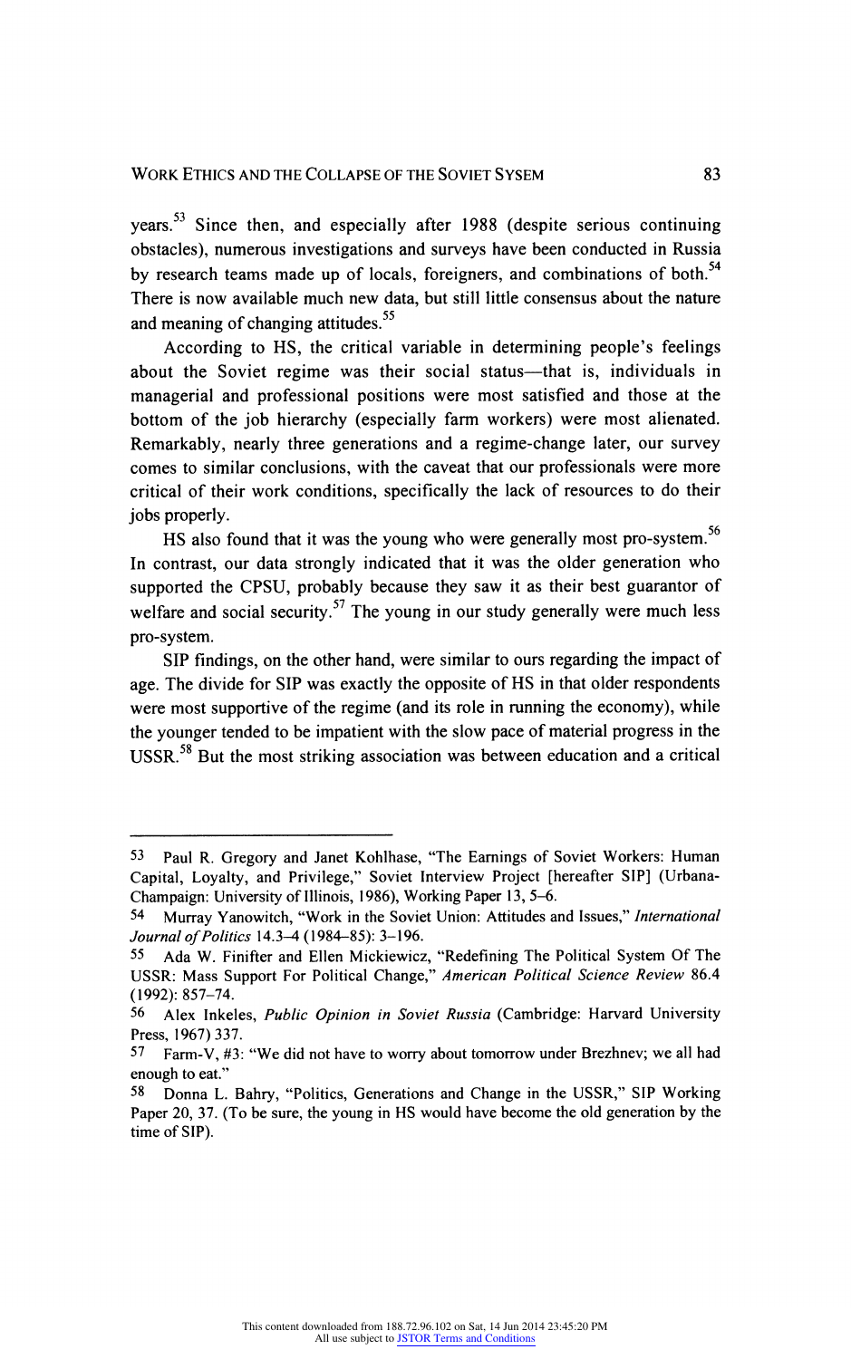years.[53] Since then, and especially after 1988 (despite serious continuing obstacles), numerous investigations and surveys have been conducted in Russia by research teams made up of locals, foreigners, and combinations of both.[54] There is now available much new data, but still little consensus about the nature and meaning of changing attitudes.[55]

According to HS, the critical variable in determining people's feelings about the Soviet regime was their social status—that is, individuals in managerial and professional positions were most satisfied and those at the bottom of the job hierarchy (especially farm workers) were most alienated. Remarkably, nearly three generations and a regime-change later, our survey comes to similar conclusions, with the caveat that our professionals were more critical of their work conditions, specifically the lack of resources to do their jobs properly.

HS also found that it was the young who were generally most pro-system.[56] In contrast, our data strongly indicated that it was the older generation who supported the CPSU, probably because they saw it as their best guarantor of welfare and social security.[57] The young in our study generally were much less pro-system.

SIP findings, on the other hand, were similar to ours regarding the impact of age. The divide for SIP was exactly the opposite of HS in that older respondents were most supportive of the regime (and its role in running the economy), while the younger tended to be impatient with the slow pace of material progress in the USSR.[58] But the most striking association was between education and a critical

---

53 Paul R. Gregory and Janet Kohlhase, "The Earnings of Soviet Workers: Human Capital, Loyalty, and Privilege," Soviet Interview Project [hereafter SIP] (Urbana-Champaign: University of Illinois, 1986), Working Paper 13, 5–6.

54 Murray Yanowitch, "Work in the Soviet Union: Attitudes and Issues," *International Journal of Politics* 14.3–4 (1984–85): 3–196.

55 Ada W. Finifter and Ellen Mickiewicz, "Redefining The Political System Of The USSR: Mass Support For Political Change," *American Political Science Review* 86.4 (1992): 857–74.

56 Alex Inkeles, *Public Opinion in Soviet Russia* (Cambridge: Harvard University Press, 1967) 337.

57 Farm-V, #3: "We did not have to worry about tomorrow under Brezhnev; we all had enough to eat."

58 Donna L. Bahry, "Politics, Generations and Change in the USSR," SIP Working Paper 20, 37. (To be sure, the young in HS would have become the old generation by the time of SIP).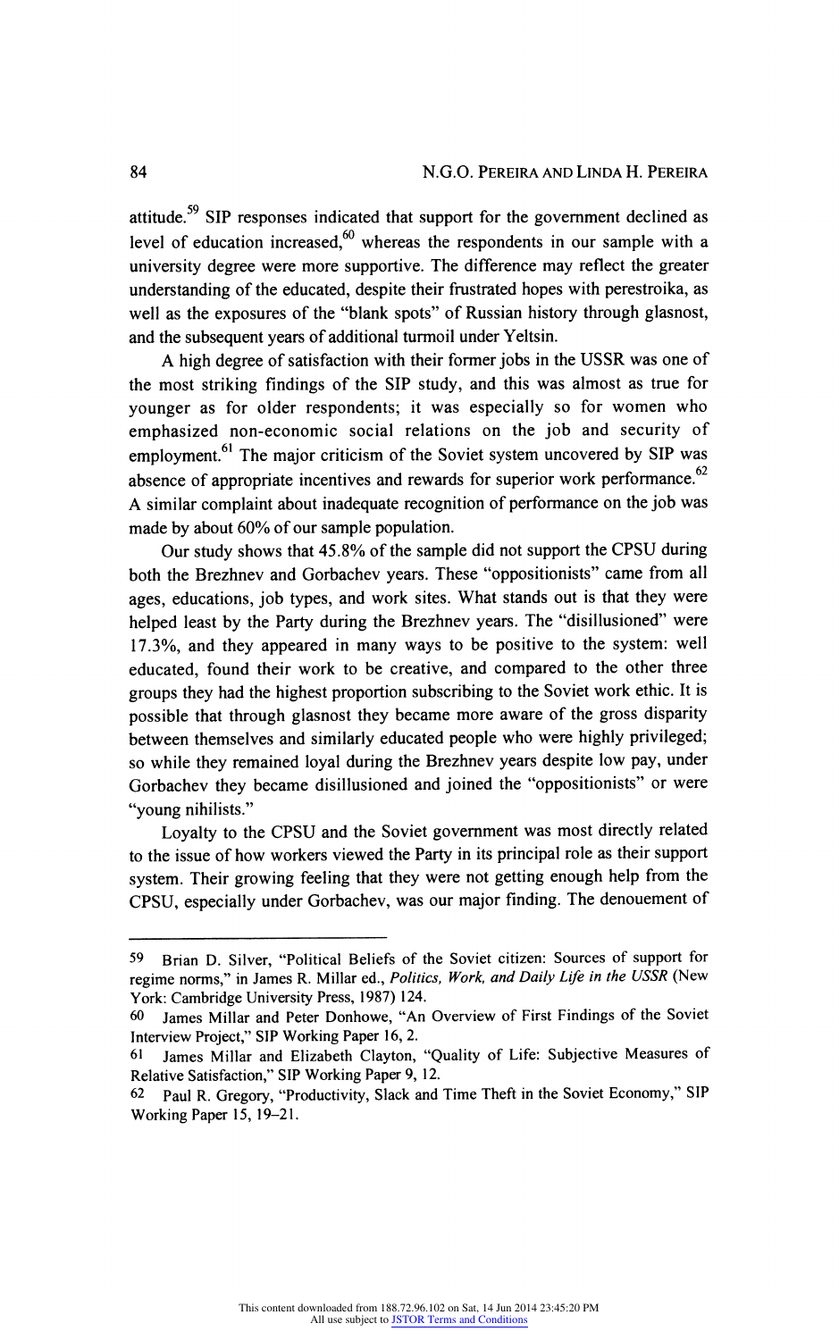attitude.[59] SIP responses indicated that support for the government declined as level of education increased,[60] whereas the respondents in our sample with a university degree were more supportive. The difference may reflect the greater understanding of the educated, despite their frustrated hopes with perestroika, as well as the exposures of the "blank spots" of Russian history through glasnost, and the subsequent years of additional turmoil under Yeltsin.

A high degree of satisfaction with their former jobs in the USSR was one of the most striking findings of the SIP study, and this was almost as true for younger as for older respondents; it was especially so for women who emphasized non-economic social relations on the job and security of employment.[61] The major criticism of the Soviet system uncovered by SIP was absence of appropriate incentives and rewards for superior work performance.[62] A similar complaint about inadequate recognition of performance on the job was made by about 60% of our sample population.

Our study shows that 45.8% of the sample did not support the CPSU during both the Brezhnev and Gorbachev years. These "oppositionists" came from all ages, educations, job types, and work sites. What stands out is that they were helped least by the Party during the Brezhnev years. The "disillusioned" were 17.3%, and they appeared in many ways to be positive to the system: well educated, found their work to be creative, and compared to the other three groups they had the highest proportion subscribing to the Soviet work ethic. It is possible that through glasnost they became more aware of the gross disparity between themselves and similarly educated people who were highly privileged; so while they remained loyal during the Brezhnev years despite low pay, under Gorbachev they became disillusioned and joined the "oppositionists" or were "young nihilists."

Loyalty to the CPSU and the Soviet government was most directly related to the issue of how workers viewed the Party in its principal role as their support system. Their growing feeling that they were not getting enough help from the CPSU, especially under Gorbachev, was our major finding. The denouement of

---

59 Brian D. Silver, "Political Beliefs of the Soviet citizen: Sources of support for regime norms," in James R. Millar ed., *Politics, Work, and Daily Life in the USSR* (New York: Cambridge University Press, 1987) 124.

60 James Millar and Peter Donhowe, "An Overview of First Findings of the Soviet Interview Project," SIP Working Paper 16, 2.

61 James Millar and Elizabeth Clayton, "Quality of Life: Subjective Measures of Relative Satisfaction," SIP Working Paper 9, 12.

62 Paul R. Gregory, "Productivity, Slack and Time Theft in the Soviet Economy," SIP Working Paper 15, 19–21.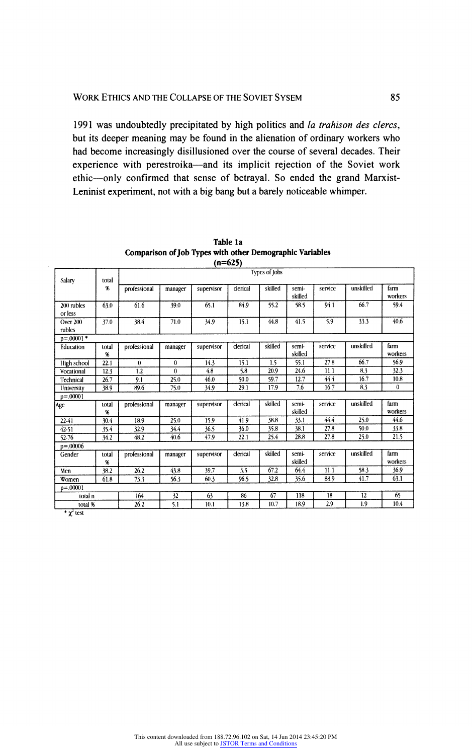1991 was undoubtedly precipitated by high politics and *la trahison des clercs*, but its deeper meaning may be found in the alienation of ordinary workers who had become increasingly disillusioned over the course of several decades. Their experience with perestroika—and its implicit rejection of the Soviet work ethic—only confirmed that sense of betrayal. So ended the grand Marxist-Leninist experiment, not with a big bang but a barely noticeable whimper.

**Table 1a**
**Comparison of Job Types with other Demographic Variables**
**(n=625)**

| Salary | total % | Types of Jobs | | | | | | | | |
|---|---|---|---|---|---|---|---|---|---|---|
| | | professional | manager | supervisor | clerical | skilled | semi-skilled | service | unskilled | farm workers |
| 200 rubles or less | 63.0 | 61.6 | 39.0 | 65.1 | 84.9 | 55.2 | 58.5 | 94.1 | 66.7 | 59.4 |
| Over 200 rubles | 37.0 | 38.4 | 71.0 | 34.9 | 15.1 | 44.8 | 41.5 | 5.9 | 33.3 | 40.6 |
| p=.00001 * | | | | | | | | | | |
| Education | total % | professional | manager | supervisor | clerical | skilled | semi-skilled | service | unskilled | farm workers |
| High school | 22.1 | 0 | 0 | 14.3 | 15.1 | 1.5 | 55.1 | 27.8 | 66.7 | 56.9 |
| Vocational | 12.3 | 1.2 | 0 | 4.8 | 5.8 | 20.9 | 24.6 | 11.1 | 8.3 | 32.3 |
| Technical | 26.7 | 9.1 | 25.0 | 46.0 | 50.0 | 59.7 | 12.7 | 44.4 | 16.7 | 10.8 |
| University | 38.9 | 89.6 | 75.0 | 34.9 | 29.1 | 17.9 | 7.6 | 16.7 | 8.3 | 0 |
| p=.00001 | | | | | | | | | | |
| Age | total % | professional | manager | supervisor | clerical | skilled | semi-skilled | service | unskilled | farm workers |
| 22-41 | 30.4 | 18.9 | 25.0 | 15.9 | 41.9 | 38.8 | 33.1 | 44.4 | 25.0 | 44.6 |
| 42-51 | 35.4 | 32.9 | 34.4 | 36.5 | 36.0 | 35.8 | 38.1 | 27.8 | 50.0 | 33.8 |
| 52-76 | 34.2 | 48.2 | 40.6 | 47.9 | 22.1 | 25.4 | 28.8 | 27.8 | 25.0 | 21.5 |
| p=.00006 | | | | | | | | | | |
| Gender | total % | professional | manager | supervisor | clerical | skilled | semi-skilled | service | unskilled | farm workers |
| Men | 38.2 | 26.2 | 43.8 | 39.7 | 3.5 | 67.2 | 64.4 | 11.1 | 58.3 | 36.9 |
| Women | 61.8 | 73.3 | 56.3 | 60.3 | 96.5 | 32.8 | 35.6 | 88.9 | 41.7 | 63.1 |
| p=.00001 | | | | | | | | | | |
| total n | | 164 | 32 | 63 | 86 | 67 | 118 | 18 | 12 | 65 |
| total % | | 26.2 | 5.1 | 10.1 | 13.8 | 10.7 | 18.9 | 2.9 | 1.9 | 10.4 |

\* $\chi^2$ test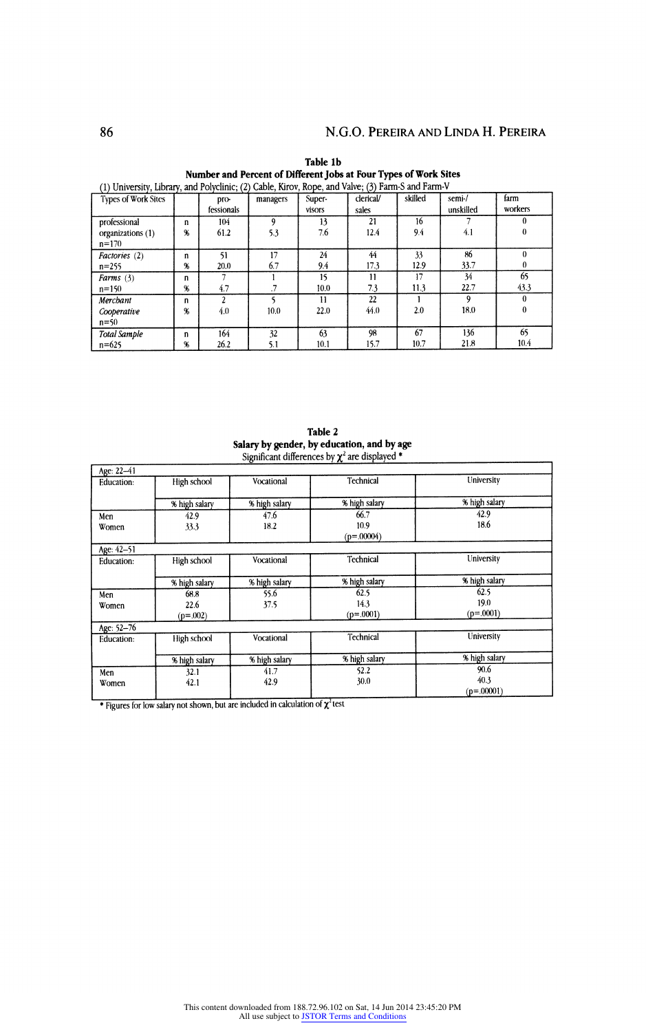**Table 1b**

**Number and Percent of Different Jobs at Four Types of Work Sites**

(1) University, Library, and Polyclinic; (2) Cable, Kirov, Rope, and Valve; (3) Farm-S and Farm-V

| Types of Work Sites | | pro-fessionals | managers | Super-visors | clerical/ sales | skilled | semi-/ unskilled | farm workers |
|---|---|---|---|---|---|---|---|---|
| professional organizations (1) n=170 | n<br>% | 104<br>61.2 | 9<br>5.3 | 13<br>7.6 | 21<br>12.4 | 16<br>9.4 | 7<br>4.1 | 0<br>0 |
| *Factories* (2) n=255 | n<br>% | 51<br>20.0 | 17<br>6.7 | 24<br>9.4 | 44<br>17.3 | 33<br>12.9 | 86<br>33.7 | 0<br>0 |
| *Farms* (3) n=150 | n<br>% | 7<br>4.7 | 1<br>.7 | 15<br>10.0 | 11<br>7.3 | 17<br>11.3 | 34<br>22.7 | 65<br>43.3 |
| *Merchant Cooperative* n=50 | n<br>% | 2<br>4.0 | 5<br>10.0 | 11<br>22.0 | 22<br>44.0 | 1<br>2.0 | 9<br>18.0 | 0<br>0 |
| *Total Sample* n=625 | n<br>% | 164<br>26.2 | 32<br>5.1 | 63<br>10.1 | 98<br>15.7 | 67<br>10.7 | 136<br>21.8 | 65<br>10.4 |

**Table 2**

**Salary by gender, by education, and by age**

Significant differences by $\chi^2$ are displayed *

| Age: 22–41 | | | | |
|---|---|---|---|---|
| Education: | High school | Vocational | Technical | University |
| | % high salary | % high salary | % high salary | % high salary |
| Men | 42.9 | 47.6 | 66.7 | 42.9 |
| Women | 33.3 | 18.2 | 10.9 (p=.00004) | 18.6 |
| **Age: 42–51** | | | | |
| Education: | High school | Vocational | Technical | University |
| | % high salary | % high salary | % high salary | % high salary |
| Men | 68.8 | 55.6 | 62.5 | 62.5 |
| Women | 22.6 (p=.002) | 37.5 | 14.3 (p=.0001) | 19.0 (p=.0001) |
| **Age: 52–76** | | | | |
| Education: | High school | Vocational | Technical | University |
| | % high salary | % high salary | % high salary | % high salary |
| Men | 32.1 | 41.7 | 52.2 | 90.6 |
| Women | 42.1 | 42.9 | 30.0 | 40.3 (p=.00001) |

* Figures for low salary not shown, but are included in calculation of $\chi^2$ test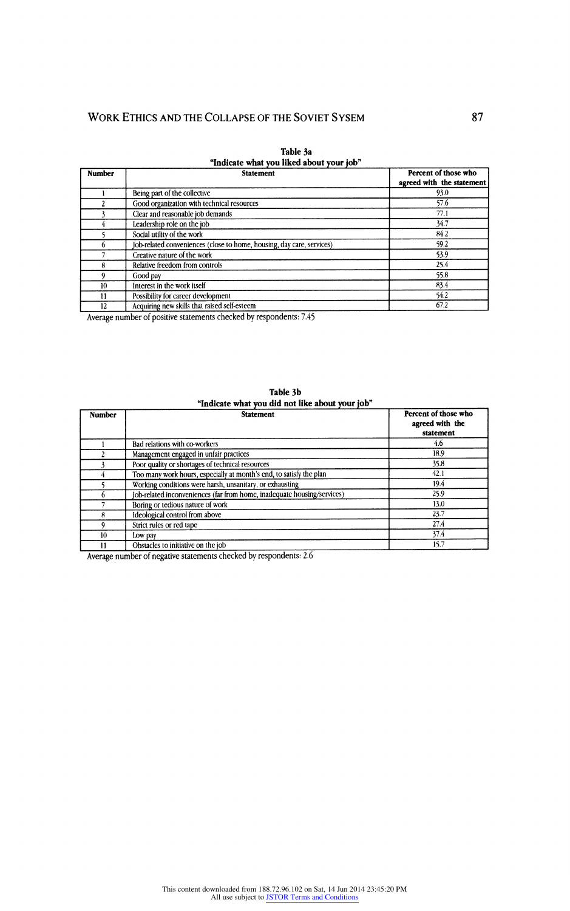**Table 3a**
**"Indicate what you liked about your job"**

| Number | Statement | Percent of those who agreed with the statement |
|---|---|---|
| 1 | Being part of the collective | 93.0 |
| 2 | Good organization with technical resources | 57.6 |
| 3 | Clear and reasonable job demands | 77.1 |
| 4 | Leadership role on the job | 34.7 |
| 5 | Social utility of the work | 84.2 |
| 6 | Job-related conveniences (close to home, housing, day care, services) | 59.2 |
| 7 | Creative nature of the work | 53.9 |
| 8 | Relative freedom from controls | 25.4 |
| 9 | Good pay | 55.8 |
| 10 | Interest in the work itself | 83.4 |
| 11 | Possibility for career development | 54.2 |
| 12 | Acquiring new skills that raised self-esteem | 67.2 |

Average number of positive statements checked by respondents: 7.45

**Table 3b**
**"Indicate what you did not like about your job"**

| Number | Statement | Percent of those who agreed with the statement |
|---|---|---|
| 1 | Bad relations with co-workers | 4.6 |
| 2 | Management engaged in unfair practices | 18.9 |
| 3 | Poor quality or shortages of technical resources | 35.8 |
| 4 | Too many work hours, especially at month's end, to satisfy the plan | 42.1 |
| 5 | Working conditions were harsh, unsanitary, or exhausting | 19.4 |
| 6 | Job-related inconveniences (far from home, inadequate housing/services) | 25.9 |
| 7 | Boring or tedious nature of work | 13.0 |
| 8 | Ideological control from above | 23.7 |
| 9 | Strict rules or red tape | 27.4 |
| 10 | Low pay | 37.4 |
| 11 | Obstacles to initiative on the job | 15.7 |

Average number of negative statements checked by respondents: 2.6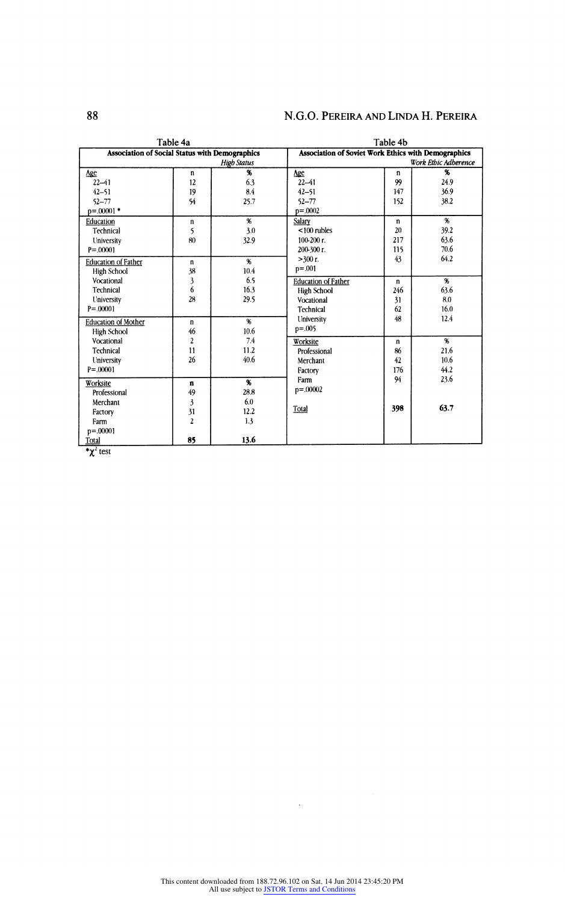Table 4a

| Association of Social Status with Demographics | | *High Status* |
|---|---|---|
| Age | n | % |
| 22–41 | 12 | 6.3 |
| 42–51 | 19 | 8.4 |
| 52–77 | 54 | 25.7 |
| p=.00001 * | | |
| Education | n | % |
| Technical | 5 | 3.0 |
| University | 80 | 32.9 |
| P=.00001 | | |
| Education of Father | n | % |
| High School | 38 | 10.4 |
| Vocational | 3 | 6.5 |
| Technical | 6 | 16.3 |
| University | 28 | 29.5 |
| P=.00001 | | |
| Education of Mother | n | % |
| High School | 46 | 10.6 |
| Vocational | 2 | 7.4 |
| Technical | 11 | 11.2 |
| University | 26 | 40.6 |
| P=.00001 | | |
| Worksite | **n** | **%** |
| Professional | 49 | 28.8 |
| Merchant | 3 | 6.0 |
| Factory | 31 | 12.2 |
| Farm | 2 | 1.3 |
| p=.00001 | | |
| Total | **85** | **13.6** |

\* $\chi^2$ test

Table 4b

| Association of Soviet Work Ethics with Demographics | | *Work Ethic Adherence* |
|---|---|---|
| Age | n | % |
| 22–41 | 99 | 24.9 |
| 42–51 | 147 | 36.9 |
| 52–77 | 152 | 38.2 |
| p=.0002 | | |
| Salary | n | % |
| <100 rubles | 20 | 39.2 |
| 100-200 r. | 217 | 63.6 |
| 200-300 r. | 115 | 70.6 |
| >300 r. | 43 | 64.2 |
| p=.001 | | |
| Education of Father | n | % |
| High School | 246 | 63.6 |
| Vocational | 31 | 8.0 |
| Technical | 62 | 16.0 |
| University | 48 | 12.4 |
| p=.005 | | |
| Worksite | n | % |
| Professional | 86 | 21.6 |
| Merchant | 42 | 10.6 |
| Factory | 176 | 44.2 |
| Farm | 94 | 23.6 |
| p=.00002 | | |
| Total | **398** | **63.7** |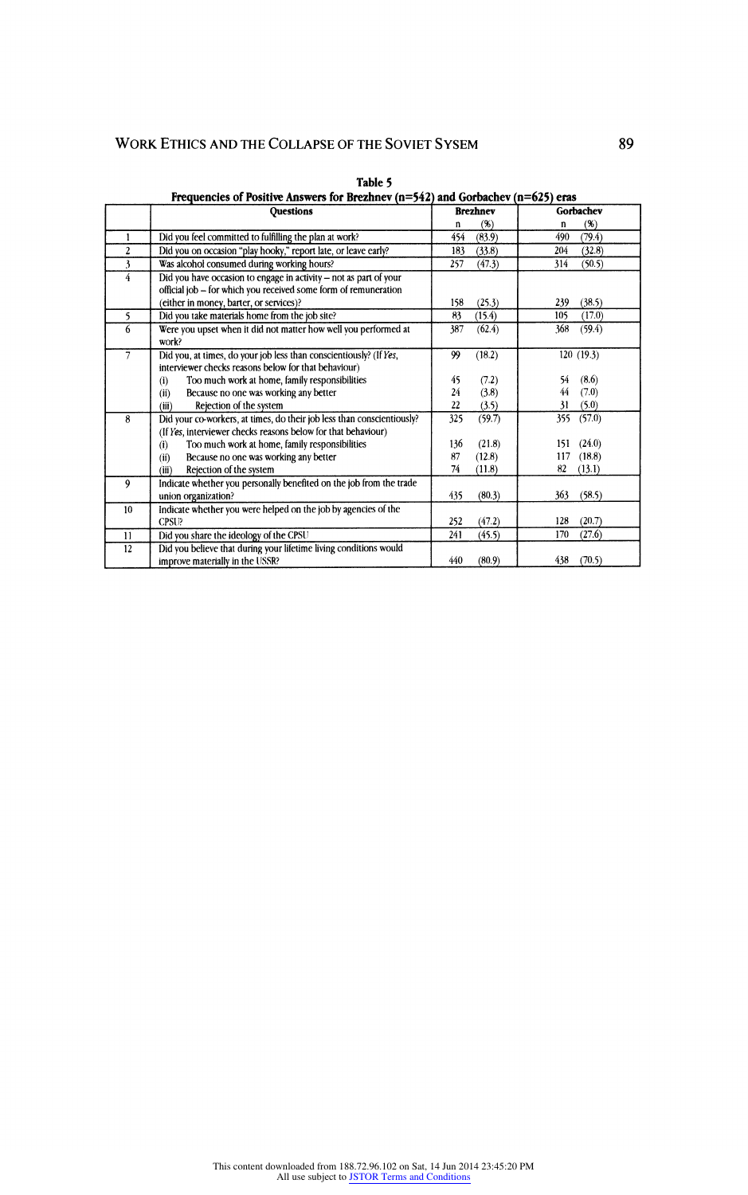**Table 5**
**Frequencies of Positive Answers for Brezhnev (n=542) and Gorbachev (n=625) eras**

| | Questions | Brezhnev | | Gorbachev | |
|---|---|---|---|---|---|
| | | n | (%) | n | (%) |
| 1 | Did you feel committed to fulfilling the plan at work? | 454 | (83.9) | 490 | (79.4) |
| 2 | Did you on occasion "play hooky," report late, or leave early? | 183 | (33.8) | 204 | (32.8) |
| 3 | Was alcohol consumed during working hours? | 257 | (47.3) | 314 | (50.5) |
| 4 | Did you have occasion to engage in activity – not as part of your official job – for which you received some form of remuneration (either in money, barter, or services)? | 158 | (25.3) | 239 | (38.5) |
| 5 | Did you take materials home from the job site? | 83 | (15.4) | 105 | (17.0) |
| 6 | Were you upset when it did not matter how well you performed at work? | 387 | (62.4) | 368 | (59.4) |
| 7 | Did you, at times, do your job less than conscientiously? (If *Yes*, interviewer checks reasons below for that behaviour) | 99 | (18.2) | 120 | (19.3) |
| | (i) Too much work at home, family responsibilities | 45 | (7.2) | 54 | (8.6) |
| | (ii) Because no one was working any better | 24 | (3.8) | 44 | (7.0) |
| | (iii) Rejection of the system | 22 | (3.5) | 31 | (5.0) |
| 8 | Did your co-workers, at times, do their job less than conscientiously? (If *Yes*, interviewer checks reasons below for that behaviour) | 325 | (59.7) | 355 | (57.0) |
| | (i) Too much work at home, family responsibilities | 136 | (21.8) | 151 | (24.0) |
| | (ii) Because no one was working any better | 87 | (12.8) | 117 | (18.8) |
| | (iii) Rejection of the system | 74 | (11.8) | 82 | (13.1) |
| 9 | Indicate whether you personally benefited on the job from the trade union organization? | 435 | (80.3) | 363 | (58.5) |
| 10 | Indicate whether you were helped on the job by agencies of the CPSU? | 252 | (47.2) | 128 | (20.7) |
| 11 | Did you share the ideology of the CPSU | 241 | (45.5) | 170 | (27.6) |
| 12 | Did you believe that during your lifetime living conditions would improve materially in the USSR? | 440 | (80.9) | 438 | (70.5) |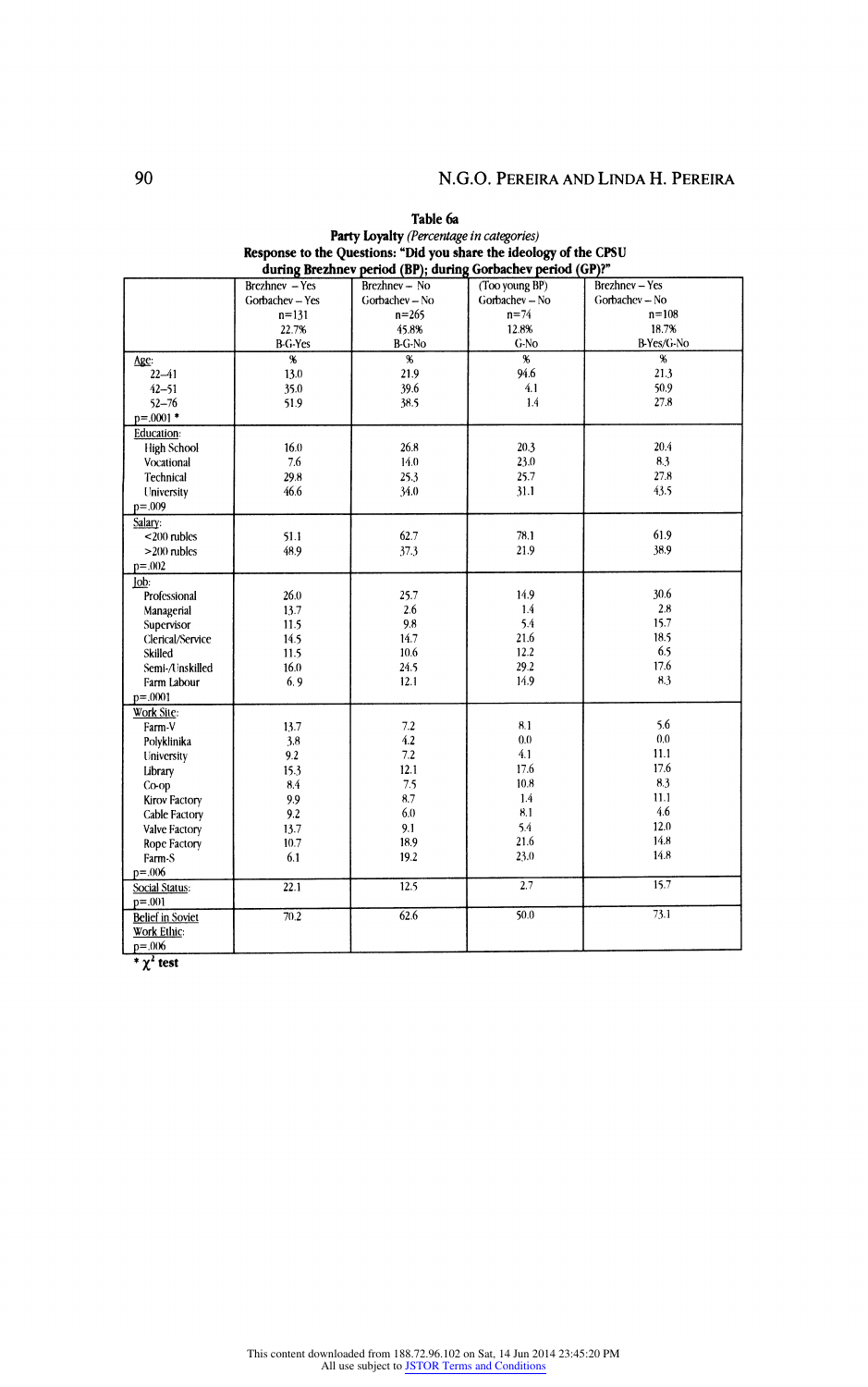**Table 6a**

**Party Loyalty** *(Percentage in categories)*

**Response to the Questions: "Did you share the ideology of the CPSU during Brezhnev period (BP); during Gorbachev period (GP)?"**

| | Brezhnev – Yes Gorbachev – Yes n=131 22.7% B-G-Yes | Brezhnev – No Gorbachev – No n=265 45.8% B-G-No | (Too young BP) Gorbachev – No n=74 12.8% G-No | Brezhnev – Yes Gorbachev – No n=108 18.7% B-Yes/G-No |
|---|---|---|---|---|
| Age: | % | % | % | % |
| 22–41 | 13.0 | 21.9 | 94.6 | 21.3 |
| 42–51 | 35.0 | 39.6 | 4.1 | 50.9 |
| 52–76 | 51.9 | 38.5 | 1.4 | 27.8 |
| p=.0001 * | | | | |
| Education: | | | | |
| High School | 16.0 | 26.8 | 20.3 | 20.4 |
| Vocational | 7.6 | 14.0 | 23.0 | 8.3 |
| Technical | 29.8 | 25.3 | 25.7 | 27.8 |
| University | 46.6 | 34.0 | 31.1 | 43.5 |
| p=.009 | | | | |
| Salary: | | | | |
| <200 rubles | 51.1 | 62.7 | 78.1 | 61.9 |
| >200 rubles | 48.9 | 37.3 | 21.9 | 38.9 |
| p=.002 | | | | |
| Job: | | | | |
| Professional | 26.0 | 25.7 | 14.9 | 30.6 |
| Managerial | 13.7 | 2.6 | 1.4 | 2.8 |
| Supervisor | 11.5 | 9.8 | 5.4 | 15.7 |
| Clerical/Service | 14.5 | 14.7 | 21.6 | 18.5 |
| Skilled | 11.5 | 10.6 | 12.2 | 6.5 |
| Semi-/Unskilled | 16.0 | 24.5 | 29.2 | 17.6 |
| Farm Labour | 6.9 | 12.1 | 14.9 | 8.3 |
| p=.0001 | | | | |
| Work Site: | | | | |
| Farm-V | 13.7 | 7.2 | 8.1 | 5.6 |
| Polyklinika | 3.8 | 4.2 | 0.0 | 0.0 |
| University | 9.2 | 7.2 | 4.1 | 11.1 |
| Library | 15.3 | 12.1 | 17.6 | 17.6 |
| Co-op | 8.4 | 7.5 | 10.8 | 8.3 |
| Kirov Factory | 9.9 | 8.7 | 1.4 | 11.1 |
| Cable Factory | 9.2 | 6.0 | 8.1 | 4.6 |
| Valve Factory | 13.7 | 9.1 | 5.4 | 12.0 |
| Rope Factory | 10.7 | 18.9 | 21.6 | 14.8 |
| Farm-S | 6.1 | 19.2 | 23.0 | 14.8 |
| p=.006 | | | | |
| Social Status: p=.001 | 22.1 | 12.5 | 2.7 | 15.7 |
| Belief in Soviet Work Ethic: p=.006 | 70.2 | 62.6 | 50.0 | 73.1 |

\* $\chi^2$ test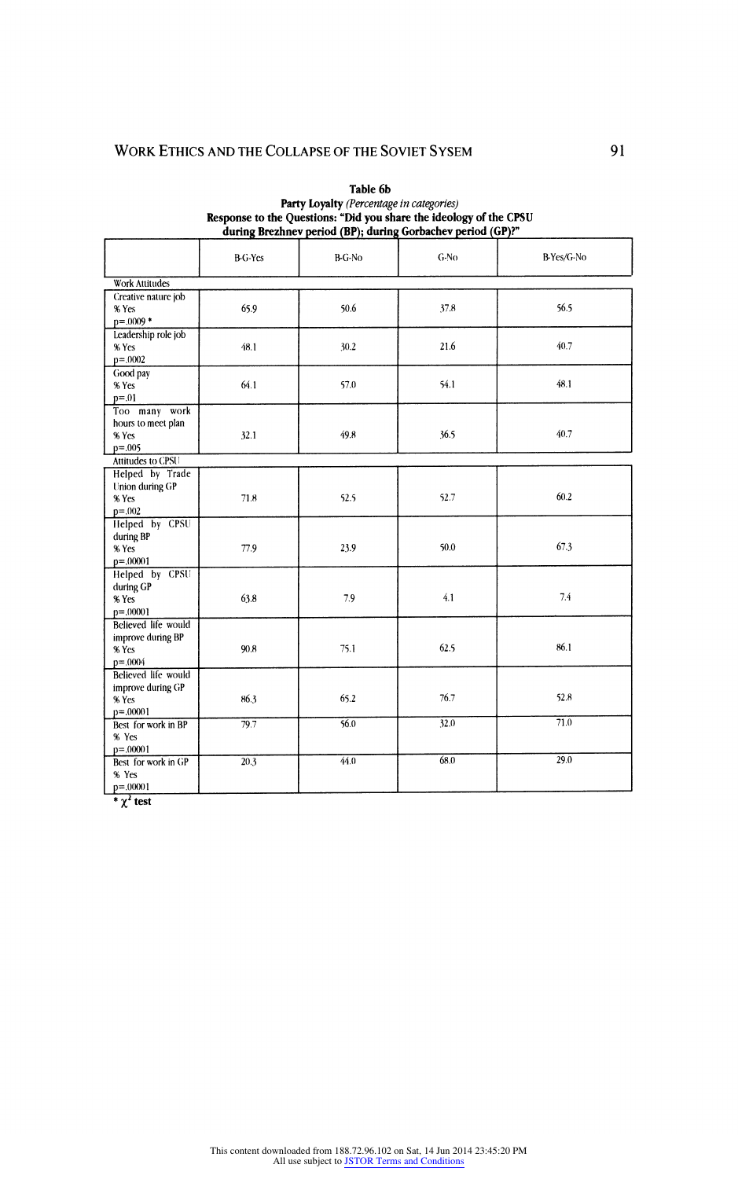**Table 6b**
**Party Loyalty** *(Percentage in categories)*
**Response to the Questions: "Did you share the ideology of the CPSU during Brezhnev period (BP); during Gorbachev period (GP)?"**

| | B-G-Yes | B-G-No | G-No | B-Yes/G-No |
|---|---|---|---|---|
| Work Attitudes | | | | |
| Creative nature job % Yes p=.0009 * | 65.9 | 50.6 | 37.8 | 56.5 |
| Leadership role job % Yes p=.0002 | 48.1 | 30.2 | 21.6 | 40.7 |
| Good pay % Yes p=.01 | 64.1 | 57.0 | 54.1 | 48.1 |
| Too many work hours to meet plan % Yes p=.005 | 32.1 | 49.8 | 36.5 | 40.7 |
| Attitudes to CPSU | | | | |
| Helped by Trade Union during GP % Yes p=.002 | 71.8 | 52.5 | 52.7 | 60.2 |
| Helped by CPSU during BP % Yes p=.00001 | 77.9 | 23.9 | 50.0 | 67.3 |
| Helped by CPSU during GP % Yes p=.00001 | 63.8 | 7.9 | 4.1 | 7.4 |
| Believed life would improve during BP % Yes p=.0004 | 90.8 | 75.1 | 62.5 | 86.1 |
| Believed life would improve during GP % Yes p=.00001 | 86.3 | 65.2 | 76.7 | 52.8 |
| Best for work in BP % Yes p=.00001 | 79.7 | 56.0 | 32.0 | 71.0 |
| Best for work in GP % Yes p=.00001 | 20.3 | 44.0 | 68.0 | 29.0 |

**\* $\chi^2$ test**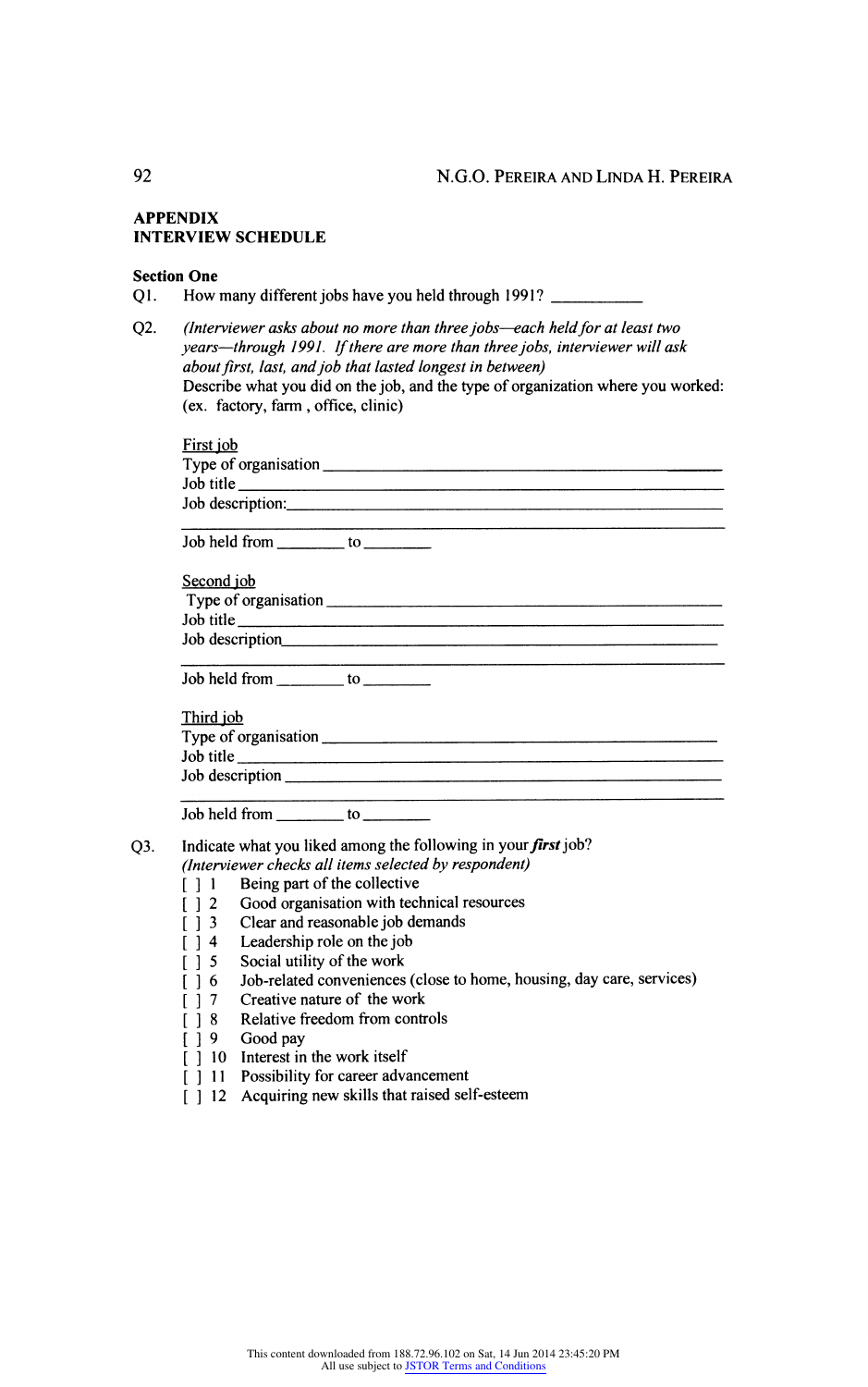## APPENDIX
## INTERVIEW SCHEDULE

### Section One

Q1. How many different jobs have you held through 1991? ___________

Q2. *(Interviewer asks about no more than three jobs—each held for at least two years—through 1991. If there are more than three jobs, interviewer will ask about first, last, and job that lasted longest in between)*
Describe what you did on the job, and the type of organization where you worked: (ex. factory, farm, office, clinic)

First job
Type of organisation ___________________________________________
Job title ___________________________________________
Job description: ___________________________________________
___________________________________________
Job held from ________ to ________

Second job
Type of organisation ___________________________________________
Job title ___________________________________________
Job description ___________________________________________
___________________________________________
Job held from ________ to ________

Third job
Type of organisation ___________________________________________
Job title ___________________________________________
Job description ___________________________________________
___________________________________________
Job held from ________ to ________

Q3. Indicate what you liked among the following in your ***first*** job?
*(Interviewer checks all items selected by respondent)*

- [ ] 1 Being part of the collective
- [ ] 2 Good organisation with technical resources
- [ ] 3 Clear and reasonable job demands
- [ ] 4 Leadership role on the job
- [ ] 5 Social utility of the work
- [ ] 6 Job-related conveniences (close to home, housing, day care, services)
- [ ] 7 Creative nature of the work
- [ ] 8 Relative freedom from controls
- [ ] 9 Good pay
- [ ] 10 Interest in the work itself
- [ ] 11 Possibility for career advancement
- [ ] 12 Acquiring new skills that raised self-esteem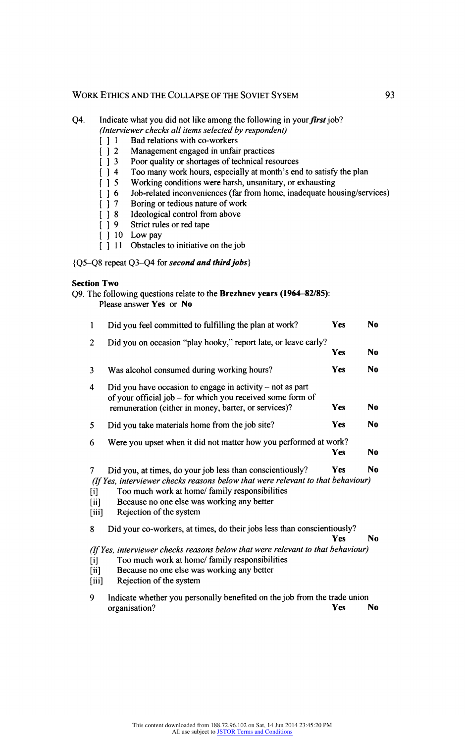Q4. Indicate what you did not like among the following in your ***first*** job?
*(Interviewer checks all items selected by respondent)*

[ ] 1 Bad relations with co-workers
[ ] 2 Management engaged in unfair practices
[ ] 3 Poor quality or shortages of technical resources
[ ] 4 Too many work hours, especially at month's end to satisfy the plan
[ ] 5 Working conditions were harsh, unsanitary, or exhausting
[ ] 6 Job-related inconveniences (far from home, inadequate housing/services)
[ ] 7 Boring or tedious nature of work
[ ] 8 Ideological control from above
[ ] 9 Strict rules or red tape
[ ] 10 Low pay
[ ] 11 Obstacles to initiative on the job

{Q5–Q8 repeat Q3–Q4 for ***second and third jobs***}

**Section Two**

Q9. The following questions relate to the **Brezhnev years (1964–82/85)**:
Please answer **Yes** or **No**

1 Did you feel committed to fulfilling the plan at work? **Yes** **No**

2 Did you on occasion "play hooky," report late, or leave early? **Yes** **No**

3 Was alcohol consumed during working hours? **Yes** **No**

4 Did you have occasion to engage in activity – not as part of your official job – for which you received some form of remuneration (either in money, barter, or services)? **Yes** **No**

5 Did you take materials home from the job site? **Yes** **No**

6 Were you upset when it did not matter how you performed at work? **Yes** **No**

7 Did you, at times, do your job less than conscientiously? **Yes** **No**
*(If Yes, interviewer checks reasons below that were relevant to that behaviour)*
[i] Too much work at home/ family responsibilities
[ii] Because no one else was working any better
[iii] Rejection of the system

8 Did your co-workers, at times, do their jobs less than conscientiously? **Yes** **No**
*(If Yes, interviewer checks reasons below that were relevant to that behaviour)*
[i] Too much work at home/ family responsibilities
[ii] Because no one else was working any better
[iii] Rejection of the system

9 Indicate whether you personally benefited on the job from the trade union organisation? **Yes** **No**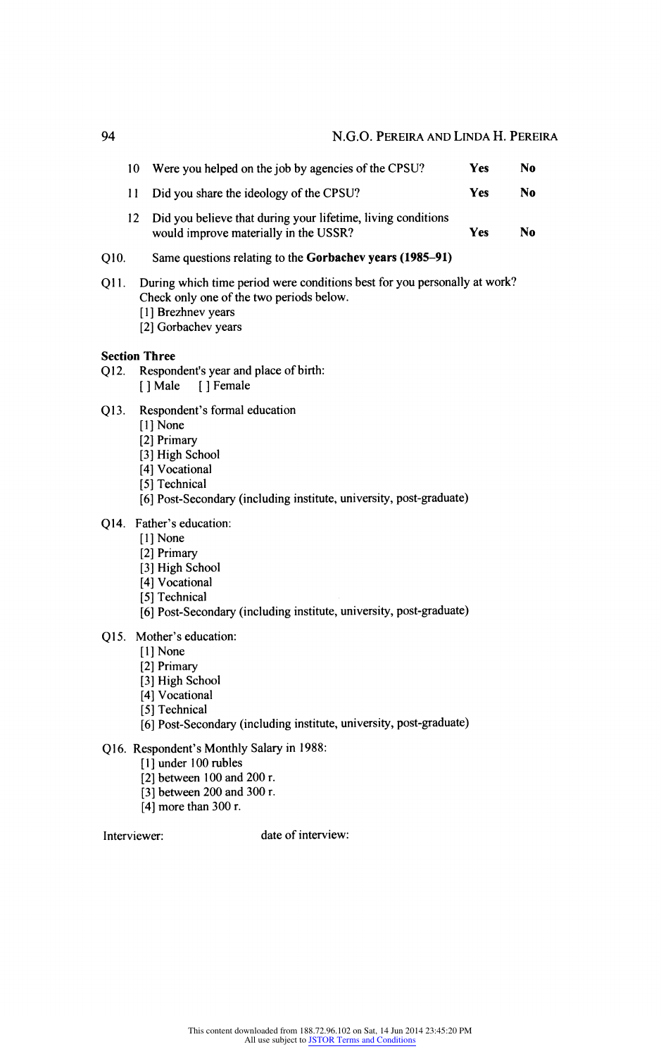10 Were you helped on the job by agencies of the CPSU? **Yes** **No**

11 Did you share the ideology of the CPSU? **Yes** **No**

12 Did you believe that during your lifetime, living conditions would improve materially in the USSR? **Yes** **No**

Q10. Same questions relating to the **Gorbachev years (1985–91)**

Q11. During which time period were conditions best for you personally at work? Check only one of the two periods below.
[1] Brezhnev years
[2] Gorbachev years

**Section Three**

Q12. Respondent's year and place of birth:
[ ] Male [ ] Female

Q13. Respondent's formal education
[1] None
[2] Primary
[3] High School
[4] Vocational
[5] Technical
[6] Post-Secondary (including institute, university, post-graduate)

Q14. Father's education:
[1] None
[2] Primary
[3] High School
[4] Vocational
[5] Technical
[6] Post-Secondary (including institute, university, post-graduate)

Q15. Mother's education:
[1] None
[2] Primary
[3] High School
[4] Vocational
[5] Technical
[6] Post-Secondary (including institute, university, post-graduate)

Q16. Respondent's Monthly Salary in 1988:
[1] under 100 rubles
[2] between 100 and 200 r.
[3] between 200 and 300 r.
[4] more than 300 r.

Interviewer: date of interview: